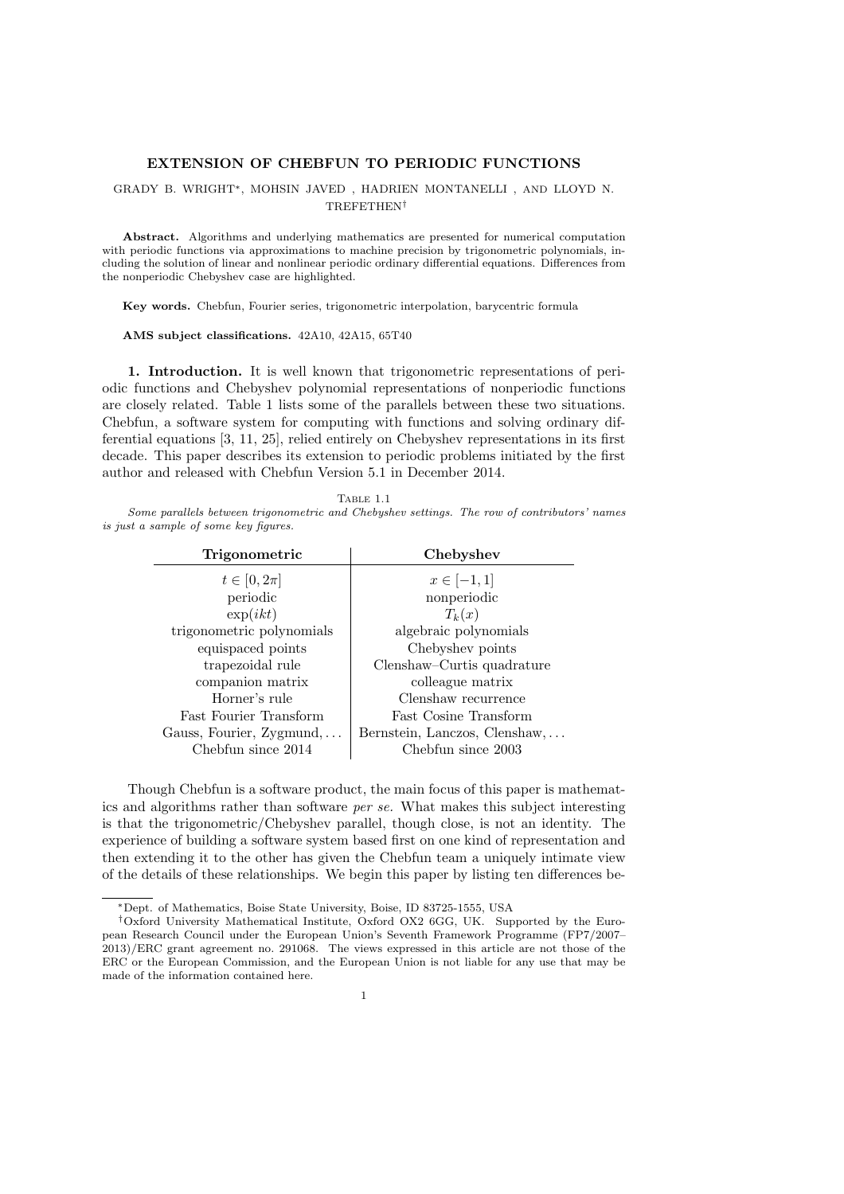# EXTENSION OF CHEBFUN TO PERIODIC FUNCTIONS

GRADY B. WRIGHT*, MOHSIN JAVED , HADRIEN MONTANELLI , AND LLOYD N. TREFETHEN†

**Abstract.** Algorithms and underlying mathematics are presented for numerical computation with periodic functions via approximations to machine precision by trigonometric polynomials, including the solution of linear and nonlinear periodic ordinary differential equations. Differences from the nonperiodic Chebyshev case are highlighted.

**Key words.** Chebfun, Fourier series, trigonometric interpolation, barycentric formula

**AMS subject classifications.** 42A10, 42A15, 65T40

## 1. Introduction.

It is well known that trigonometric representations of periodic functions and Chebyshev polynomial representations of nonperiodic functions are closely related. Table 1 lists some of the parallels between these two situations. Chebfun, a software system for computing with functions and solving ordinary differential equations [3, 11, 25], relied entirely on Chebyshev representations in its first decade. This paper describes its extension to periodic problems initiated by the first author and released with Chebfun Version 5.1 in December 2014.

TABLE 1.1
*Some parallels between trigonometric and Chebyshev settings. The row of contributors' names is just a sample of some key figures.*

| **Trigonometric** | **Chebyshev** |
|---|---|
| $t \in [0, 2\pi]$ | $x \in [-1, 1]$ |
| periodic | nonperiodic |
| $\exp(ikt)$ | $T_k(x)$ |
| trigonometric polynomials | algebraic polynomials |
| equispaced points | Chebyshev points |
| trapezoidal rule | Clenshaw–Curtis quadrature |
| companion matrix | colleague matrix |
| Horner's rule | Clenshaw recurrence |
| Fast Fourier Transform | Fast Cosine Transform |
| Gauss, Fourier, Zygmund, ... | Bernstein, Lanczos, Clenshaw, ... |
| Chebfun since 2014 | Chebfun since 2003 |

Though Chebfun is a software product, the main focus of this paper is mathematics and algorithms rather than software *per se.* What makes this subject interesting is that the trigonometric/Chebyshev parallel, though close, is not an identity. The experience of building a software system based first on one kind of representation and then extending it to the other has given the Chebfun team a uniquely intimate view of the details of these relationships. We begin this paper by listing ten differences be-

---

*Dept. of Mathematics, Boise State University, Boise, ID 83725-1555, USA

†Oxford University Mathematical Institute, Oxford OX2 6GG, UK. Supported by the European Research Council under the European Union's Seventh Framework Programme (FP7/2007–2013)/ERC grant agreement no. 291068. The views expressed in this article are not those of the ERC or the European Commission, and the European Union is not liable for any use that may be made of the information contained here.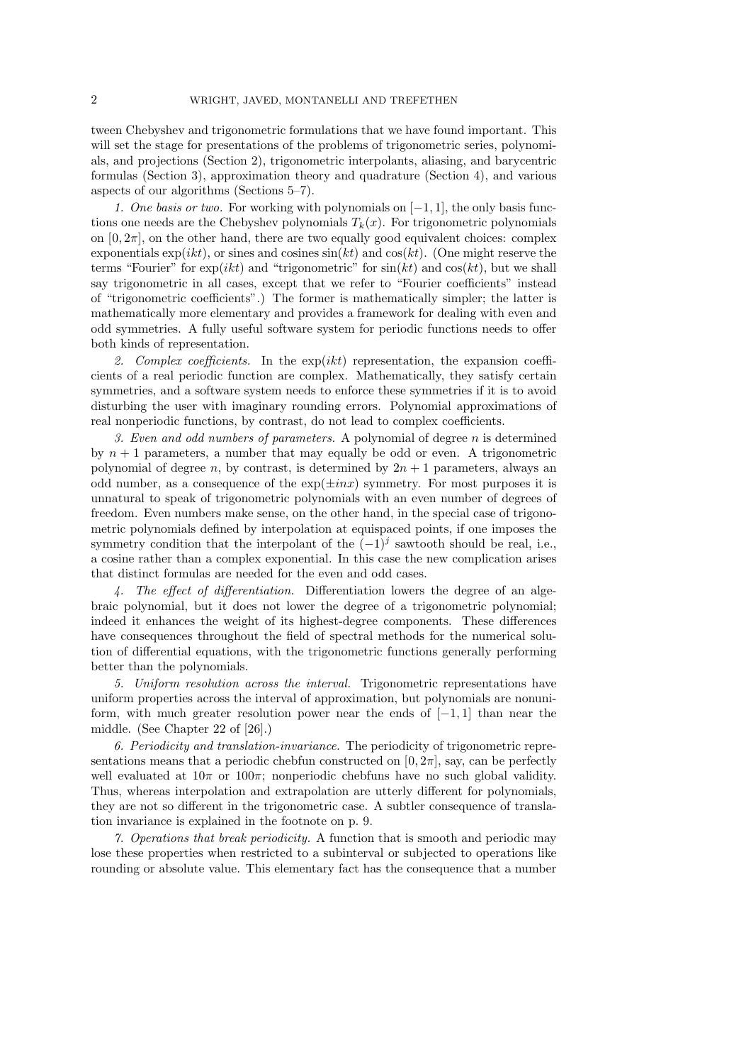tween Chebyshev and trigonometric formulations that we have found important. This will set the stage for presentations of the problems of trigonometric series, polynomials, and projections (Section 2), trigonometric interpolants, aliasing, and barycentric formulas (Section 3), approximation theory and quadrature (Section 4), and various aspects of our algorithms (Sections 5–7).

*1. One basis or two.* For working with polynomials on $[-1, 1]$, the only basis functions one needs are the Chebyshev polynomials $T_k(x)$. For trigonometric polynomials on $[0, 2\pi]$, on the other hand, there are two equally good equivalent choices: complex exponentials $\exp(ikt)$, or sines and cosines $\sin(kt)$ and $\cos(kt)$. (One might reserve the terms "Fourier" for $\exp(ikt)$ and "trigonometric" for $\sin(kt)$ and $\cos(kt)$, but we shall say trigonometric in all cases, except that we refer to "Fourier coefficients" instead of "trigonometric coefficients".) The former is mathematically simpler; the latter is mathematically more elementary and provides a framework for dealing with even and odd symmetries. A fully useful software system for periodic functions needs to offer both kinds of representation.

*2. Complex coefficients.* In the $\exp(ikt)$ representation, the expansion coefficients of a real periodic function are complex. Mathematically, they satisfy certain symmetries, and a software system needs to enforce these symmetries if it is to avoid disturbing the user with imaginary rounding errors. Polynomial approximations of real nonperiodic functions, by contrast, do not lead to complex coefficients.

*3. Even and odd numbers of parameters.* A polynomial of degree $n$ is determined by $n + 1$ parameters, a number that may equally be odd or even. A trigonometric polynomial of degree $n$, by contrast, is determined by $2n + 1$ parameters, always an odd number, as a consequence of the $\exp(\pm inx)$ symmetry. For most purposes it is unnatural to speak of trigonometric polynomials with an even number of degrees of freedom. Even numbers make sense, on the other hand, in the special case of trigonometric polynomials defined by interpolation at equispaced points, if one imposes the symmetry condition that the interpolant of the $(-1)^j$ sawtooth should be real, i.e., a cosine rather than a complex exponential. In this case the new complication arises that distinct formulas are needed for the even and odd cases.

*4. The effect of differentiation.* Differentiation lowers the degree of an algebraic polynomial, but it does not lower the degree of a trigonometric polynomial; indeed it enhances the weight of its highest-degree components. These differences have consequences throughout the field of spectral methods for the numerical solution of differential equations, with the trigonometric functions generally performing better than the polynomials.

*5. Uniform resolution across the interval.* Trigonometric representations have uniform properties across the interval of approximation, but polynomials are nonuniform, with much greater resolution power near the ends of $[-1, 1]$ than near the middle. (See Chapter 22 of [26].)

*6. Periodicity and translation-invariance.* The periodicity of trigonometric representations means that a periodic chebfun constructed on $[0, 2\pi]$, say, can be perfectly well evaluated at $10\pi$ or $100\pi$; nonperiodic chebfuns have no such global validity. Thus, whereas interpolation and extrapolation are utterly different for polynomials, they are not so different in the trigonometric case. A subtler consequence of translation invariance is explained in the footnote on p. 9.

*7. Operations that break periodicity.* A function that is smooth and periodic may lose these properties when restricted to a subinterval or subjected to operations like rounding or absolute value. This elementary fact has the consequence that a number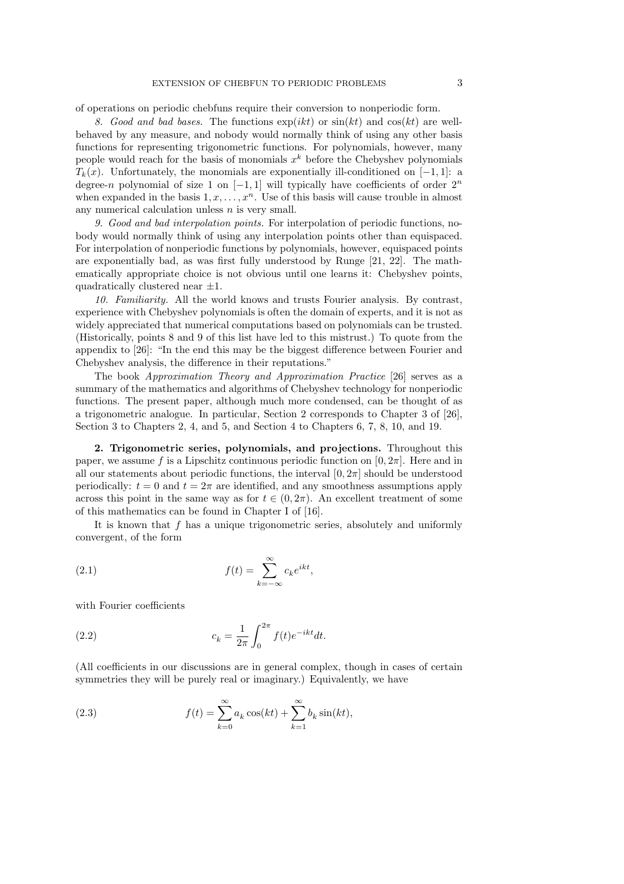of operations on periodic chebfuns require their conversion to nonperiodic form.

*8. Good and bad bases.* The functions $\exp(ikt)$ or $\sin(kt)$ and $\cos(kt)$ are well-behaved by any measure, and nobody would normally think of using any other basis functions for representing trigonometric functions. For polynomials, however, many people would reach for the basis of monomials $x^k$ before the Chebyshev polynomials $T_k(x)$. Unfortunately, the monomials are exponentially ill-conditioned on $[-1, 1]$: a degree-$n$ polynomial of size 1 on $[-1, 1]$ will typically have coefficients of order $2^n$ when expanded in the basis $1, x, \ldots, x^n$. Use of this basis will cause trouble in almost any numerical calculation unless $n$ is very small.

*9. Good and bad interpolation points.* For interpolation of periodic functions, nobody would normally think of using any interpolation points other than equispaced. For interpolation of nonperiodic functions by polynomials, however, equispaced points are exponentially bad, as was first fully understood by Runge [21, 22]. The mathematically appropriate choice is not obvious until one learns it: Chebyshev points, quadratically clustered near $\pm 1$.

*10. Familiarity.* All the world knows and trusts Fourier analysis. By contrast, experience with Chebyshev polynomials is often the domain of experts, and it is not as widely appreciated that numerical computations based on polynomials can be trusted. (Historically, points 8 and 9 of this list have led to this mistrust.) To quote from the appendix to [26]: "In the end this may be the biggest difference between Fourier and Chebyshev analysis, the difference in their reputations."

The book *Approximation Theory and Approximation Practice* [26] serves as a summary of the mathematics and algorithms of Chebyshev technology for nonperiodic functions. The present paper, although much more condensed, can be thought of as a trigonometric analogue. In particular, Section 2 corresponds to Chapter 3 of [26], Section 3 to Chapters 2, 4, and 5, and Section 4 to Chapters 6, 7, 8, 10, and 19.

## 2. Trigonometric series, polynomials, and projections.

Throughout this paper, we assume $f$ is a Lipschitz continuous periodic function on $[0, 2\pi]$. Here and in all our statements about periodic functions, the interval $[0, 2\pi]$ should be understood periodically: $t = 0$ and $t = 2\pi$ are identified, and any smoothness assumptions apply across this point in the same way as for $t \in (0, 2\pi)$. An excellent treatment of some of this mathematics can be found in Chapter I of [16].

It is known that $f$ has a unique trigonometric series, absolutely and uniformly convergent, of the form

$$f(t) = \sum_{k=-\infty}^{\infty} c_k e^{ikt}, \tag{2.1}$$

with Fourier coefficients

$$c_k = \frac{1}{2\pi} \int_0^{2\pi} f(t) e^{-ikt} dt. \tag{2.2}$$

(All coefficients in our discussions are in general complex, though in cases of certain symmetries they will be purely real or imaginary.) Equivalently, we have

$$f(t) = \sum_{k=0}^{\infty} a_k \cos(kt) + \sum_{k=1}^{\infty} b_k \sin(kt), \tag{2.3}$$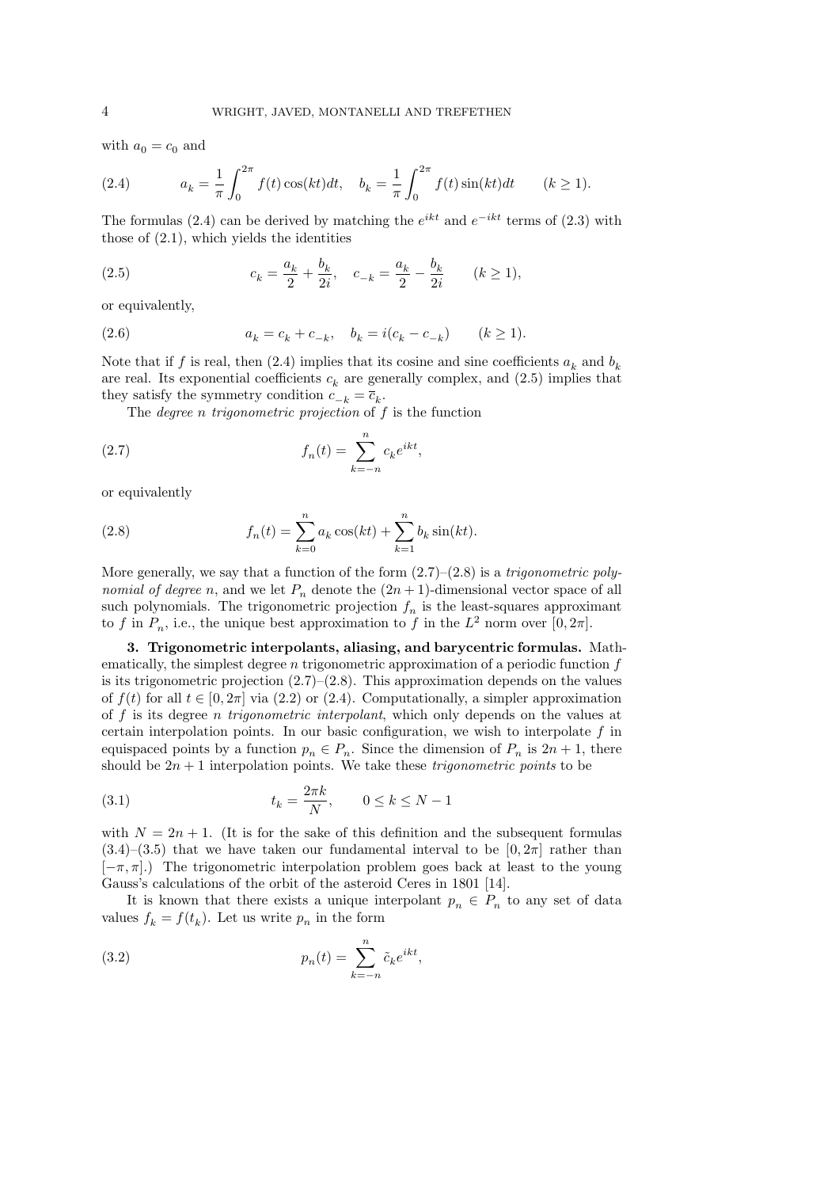with $a_0 = c_0$ and

$$a_k = \frac{1}{\pi}\int_0^{2\pi} f(t)\cos(kt)dt, \quad b_k = \frac{1}{\pi}\int_0^{2\pi} f(t)\sin(kt)dt \qquad (k \ge 1). \tag{2.4}$$

The formulas (2.4) can be derived by matching the $e^{ikt}$ and $e^{-ikt}$ terms of (2.3) with those of (2.1), which yields the identities

$$c_k = \frac{a_k}{2} + \frac{b_k}{2i}, \quad c_{-k} = \frac{a_k}{2} - \frac{b_k}{2i} \qquad (k \ge 1), \tag{2.5}$$

or equivalently,

$$a_k = c_k + c_{-k}, \quad b_k = i(c_k - c_{-k}) \qquad (k \ge 1). \tag{2.6}$$

Note that if $f$ is real, then (2.4) implies that its cosine and sine coefficients $a_k$ and $b_k$ are real. Its exponential coefficients $c_k$ are generally complex, and (2.5) implies that they satisfy the symmetry condition $c_{-k} = \overline{c}_k$.

The *degree n trigonometric projection* of $f$ is the function

$$f_n(t) = \sum_{k=-n}^{n} c_k e^{ikt}, \tag{2.7}$$

or equivalently

$$f_n(t) = \sum_{k=0}^{n} a_k \cos(kt) + \sum_{k=1}^{n} b_k \sin(kt). \tag{2.8}$$

More generally, we say that a function of the form (2.7)–(2.8) is a *trigonometric polynomial of degree n*, and we let $P_n$ denote the $(2n+1)$-dimensional vector space of all such polynomials. The trigonometric projection $f_n$ is the least-squares approximant to $f$ in $P_n$, i.e., the unique best approximation to $f$ in the $L^2$ norm over $[0, 2\pi]$.

## 3. Trigonometric interpolants, aliasing, and barycentric formulas.

Mathematically, the simplest degree $n$ trigonometric approximation of a periodic function $f$ is its trigonometric projection (2.7)–(2.8). This approximation depends on the values of $f(t)$ for all $t \in [0, 2\pi]$ via (2.2) or (2.4). Computationally, a simpler approximation of $f$ is its degree $n$ *trigonometric interpolant*, which only depends on the values at certain interpolation points. In our basic configuration, we wish to interpolate $f$ in equispaced points by a function $p_n \in P_n$. Since the dimension of $P_n$ is $2n+1$, there should be $2n+1$ interpolation points. We take these *trigonometric points* to be

$$t_k = \frac{2\pi k}{N}, \qquad 0 \le k \le N-1 \tag{3.1}$$

with $N = 2n+1$. (It is for the sake of this definition and the subsequent formulas (3.4)–(3.5) that we have taken our fundamental interval to be $[0, 2\pi]$ rather than $[-\pi, \pi]$.) The trigonometric interpolation problem goes back at least to the young Gauss's calculations of the orbit of the asteroid Ceres in 1801 [14].

It is known that there exists a unique interpolant $p_n \in P_n$ to any set of data values $f_k = f(t_k)$. Let us write $p_n$ in the form

$$p_n(t) = \sum_{k=-n}^{n} \tilde{c}_k e^{ikt}, \tag{3.2}$$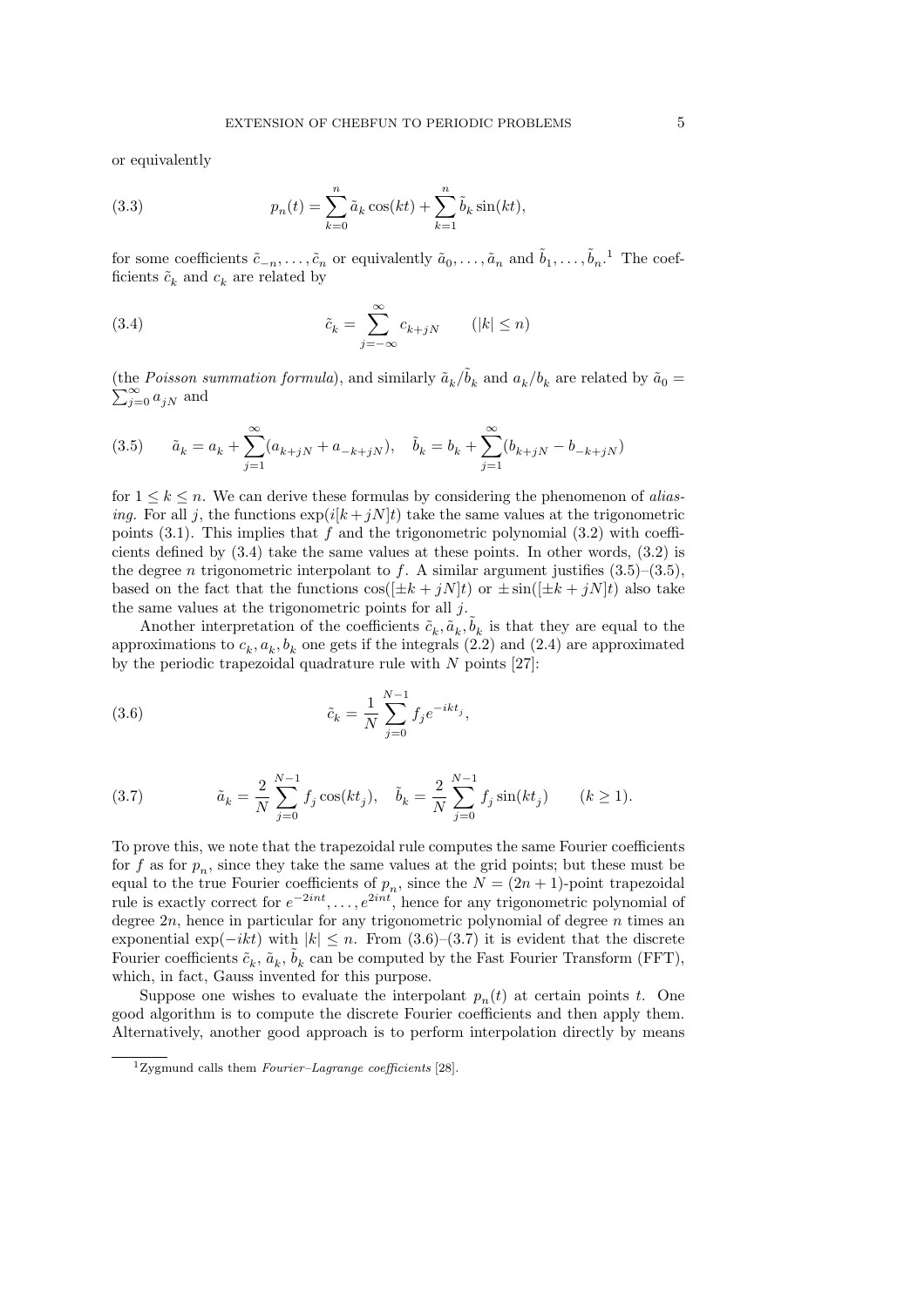or equivalently

$$p_n(t) = \sum_{k=0}^{n} \tilde{a}_k \cos(kt) + \sum_{k=1}^{n} \tilde{b}_k \sin(kt), \tag{3.3}$$

for some coefficients $\tilde{c}_{-n}, \ldots, \tilde{c}_n$ or equivalently $\tilde{a}_0, \ldots, \tilde{a}_n$ and $\tilde{b}_1, \ldots, \tilde{b}_n$.[1] The coefficients $\tilde{c}_k$ and $c_k$ are related by

$$\tilde{c}_k = \sum_{j=-\infty}^{\infty} c_{k+jN} \qquad (|k| \le n) \tag{3.4}$$

(the *Poisson summation formula*), and similarly $\tilde{a}_k/\tilde{b}_k$ and $a_k/b_k$ are related by $\tilde{a}_0 = \sum_{j=0}^{\infty} a_{jN}$ and

$$\tilde{a}_k = a_k + \sum_{j=1}^{\infty} (a_{k+jN} + a_{-k+jN}), \quad \tilde{b}_k = b_k + \sum_{j=1}^{\infty} (b_{k+jN} - b_{-k+jN}) \tag{3.5}$$

for $1 \le k \le n$. We can derive these formulas by considering the phenomenon of *aliasing*. For all $j$, the functions $\exp(i[k+jN]t)$ take the same values at the trigonometric points (3.1). This implies that $f$ and the trigonometric polynomial (3.2) with coefficients defined by (3.4) take the same values at these points. In other words, (3.2) is the degree $n$ trigonometric interpolant to $f$. A similar argument justifies (3.5)–(3.5), based on the fact that the functions $\cos([\pm k + jN]t)$ or $\pm \sin([\pm k + jN]t)$ also take the same values at the trigonometric points for all $j$.

Another interpretation of the coefficients $\tilde{c}_k, \tilde{a}_k, \tilde{b}_k$ is that they are equal to the approximations to $c_k, a_k, b_k$ one gets if the integrals (2.2) and (2.4) are approximated by the periodic trapezoidal quadrature rule with $N$ points [27]:

$$\tilde{c}_k = \frac{1}{N} \sum_{j=0}^{N-1} f_j e^{-ikt_j}, \tag{3.6}$$

$$\tilde{a}_k = \frac{2}{N} \sum_{j=0}^{N-1} f_j \cos(kt_j), \quad \tilde{b}_k = \frac{2}{N} \sum_{j=0}^{N-1} f_j \sin(kt_j) \qquad (k \ge 1). \tag{3.7}$$

To prove this, we note that the trapezoidal rule computes the same Fourier coefficients for $f$ as for $p_n$, since they take the same values at the grid points; but these must be equal to the true Fourier coefficients of $p_n$, since the $N = (2n+1)$-point trapezoidal rule is exactly correct for $e^{-2int}, \ldots, e^{2int}$, hence for any trigonometric polynomial of degree $2n$, hence in particular for any trigonometric polynomial of degree $n$ times an exponential $\exp(-ikt)$ with $|k| \le n$. From (3.6)–(3.7) it is evident that the discrete Fourier coefficients $\tilde{c}_k$, $\tilde{a}_k$, $\tilde{b}_k$ can be computed by the Fast Fourier Transform (FFT), which, in fact, Gauss invented for this purpose.

Suppose one wishes to evaluate the interpolant $p_n(t)$ at certain points $t$. One good algorithm is to compute the discrete Fourier coefficients and then apply them. Alternatively, another good approach is to perform interpolation directly by means

[1] Zygmund calls them *Fourier–Lagrange coefficients* [28].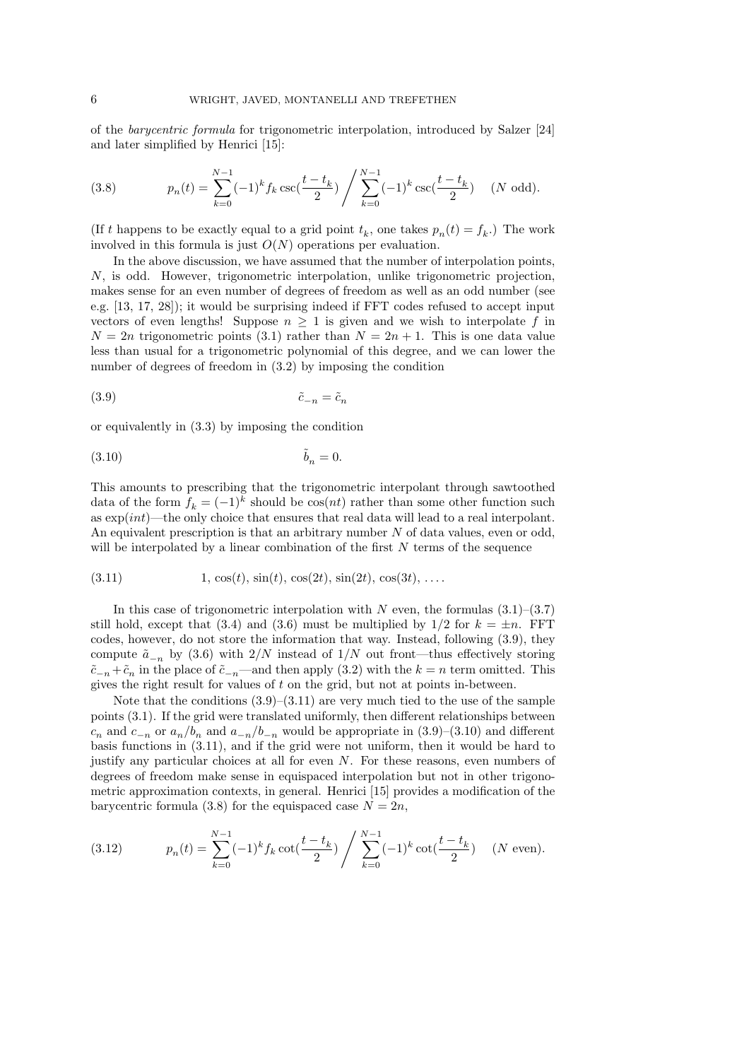of the *barycentric formula* for trigonometric interpolation, introduced by Salzer [24] and later simplified by Henrici [15]:

$$p_n(t) = \sum_{k=0}^{N-1} (-1)^k f_k \csc(\frac{t-t_k}{2}) \Bigg/ \sum_{k=0}^{N-1} (-1)^k \csc(\frac{t-t_k}{2}) \quad (N \text{ odd}). \tag{3.8}$$

(If $t$ happens to be exactly equal to a grid point $t_k$, one takes $p_n(t) = f_k$.) The work involved in this formula is just $O(N)$ operations per evaluation.

In the above discussion, we have assumed that the number of interpolation points, $N$, is odd. However, trigonometric interpolation, unlike trigonometric projection, makes sense for an even number of degrees of freedom as well as an odd number (see e.g. [13, 17, 28]); it would be surprising indeed if FFT codes refused to accept input vectors of even lengths! Suppose $n \geq 1$ is given and we wish to interpolate $f$ in $N = 2n$ trigonometric points (3.1) rather than $N = 2n+1$. This is one data value less than usual for a trigonometric polynomial of this degree, and we can lower the number of degrees of freedom in (3.2) by imposing the condition

$$\tilde{c}_{-n} = \tilde{c}_n \tag{3.9}$$

or equivalently in (3.3) by imposing the condition

$$\tilde{b}_n = 0. \tag{3.10}$$

This amounts to prescribing that the trigonometric interpolant through sawtoothed data of the form $f_k = (-1)^k$ should be $\cos(nt)$ rather than some other function such as $\exp(int)$—the only choice that ensures that real data will lead to a real interpolant. An equivalent prescription is that an arbitrary number $N$ of data values, even or odd, will be interpolated by a linear combination of the first $N$ terms of the sequence

$$1,\ \cos(t),\ \sin(t),\ \cos(2t),\ \sin(2t),\ \cos(3t),\ \ldots. \tag{3.11}$$

In this case of trigonometric interpolation with $N$ even, the formulas (3.1)–(3.7) still hold, except that (3.4) and (3.6) must be multiplied by $1/2$ for $k = \pm n$. FFT codes, however, do not store the information that way. Instead, following (3.9), they compute $\tilde{a}_{-n}$ by (3.6) with $2/N$ instead of $1/N$ out front—thus effectively storing $\tilde{c}_{-n} + \tilde{c}_n$ in the place of $\tilde{c}_{-n}$—and then apply (3.2) with the $k = n$ term omitted. This gives the right result for values of $t$ on the grid, but not at points in-between.

Note that the conditions (3.9)–(3.11) are very much tied to the use of the sample points (3.1). If the grid were translated uniformly, then different relationships between $c_n$ and $c_{-n}$ or $a_n/b_n$ and $a_{-n}/b_{-n}$ would be appropriate in (3.9)–(3.10) and different basis functions in (3.11), and if the grid were not uniform, then it would be hard to justify any particular choices at all for even $N$. For these reasons, even numbers of degrees of freedom make sense in equispaced interpolation but not in other trigonometric approximation contexts, in general. Henrici [15] provides a modification of the barycentric formula (3.8) for the equispaced case $N = 2n$,

$$p_n(t) = \sum_{k=0}^{N-1} (-1)^k f_k \cot(\frac{t-t_k}{2}) \Bigg/ \sum_{k=0}^{N-1} (-1)^k \cot(\frac{t-t_k}{2}) \quad (N \text{ even}). \tag{3.12}$$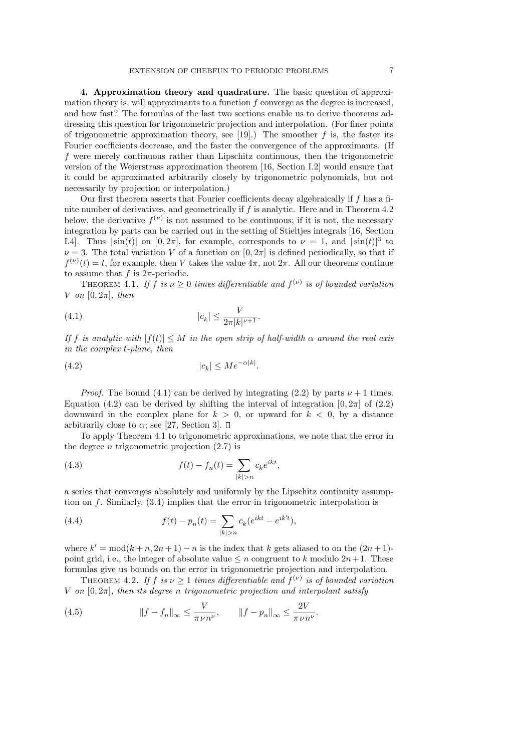**4. Approximation theory and quadrature.** The basic question of approximation theory is, will approximants to a function $f$ converge as the degree is increased, and how fast? The formulas of the last two sections enable us to derive theorems addressing this question for trigonometric projection and interpolation. (For finer points of trigonometric approximation theory, see [19].) The smoother $f$ is, the faster its Fourier coefficients decrease, and the faster the convergence of the approximants. (If $f$ were merely continuous rather than Lipschitz continuous, then the trigonometric version of the Weierstrass approximation theorem [16, Section I.2] would ensure that it could be approximated arbitrarily closely by trigonometric polynomials, but not necessarily by projection or interpolation.)

Our first theorem asserts that Fourier coefficients decay algebraically if $f$ has a finite number of derivatives, and geometrically if $f$ is analytic. Here and in Theorem 4.2 below, the derivative $f^{(\nu)}$ is not assumed to be continuous; if it is not, the necessary integration by parts can be carried out in the setting of Stieltjes integrals [16, Section I.4]. Thus $|\sin(t)|$ on $[0, 2\pi]$, for example, corresponds to $\nu = 1$, and $|\sin(t)|^3$ to $\nu = 3$. The total variation $V$ of a function on $[0, 2\pi]$ is defined periodically, so that if $f^{(\nu)}(t) = t$, for example, then $V$ takes the value $4\pi$, not $2\pi$. All our theorems continue to assume that $f$ is $2\pi$-periodic.

THEOREM 4.1. *If $f$ is $\nu \geq 0$ times differentiable and $f^{(\nu)}$ is of bounded variation $V$ on $[0, 2\pi]$, then*

$$|c_k| \leq \frac{V}{2\pi |k|^{\nu+1}}. \tag{4.1}$$

*If $f$ is analytic with $|f(t)| \leq M$ in the open strip of half-width $\alpha$ around the real axis in the complex $t$-plane, then*

$$|c_k| \leq M e^{-\alpha |k|}. \tag{4.2}$$

*Proof.* The bound (4.1) can be derived by integrating (2.2) by parts $\nu + 1$ times. Equation (4.2) can be derived by shifting the interval of integration $[0, 2\pi]$ of (2.2) downward in the complex plane for $k > 0$, or upward for $k < 0$, by a distance arbitrarily close to $\alpha$; see [27, Section 3]. □

To apply Theorem 4.1 to trigonometric approximations, we note that the error in the degree $n$ trigonometric projection (2.7) is

$$f(t) - f_n(t) = \sum_{|k|>n} c_k e^{ikt}, \tag{4.3}$$

a series that converges absolutely and uniformly by the Lipschitz continuity assumption on $f$. Similarly, (3.4) implies that the error in trigonometric interpolation is

$$f(t) - p_n(t) = \sum_{|k|>n} c_k (e^{ikt} - e^{ik't}), \tag{4.4}$$

where $k' = \mathrm{mod}(k + n, 2n + 1) - n$ is the index that $k$ gets aliased to on the $(2n + 1)$-point grid, i.e., the integer of absolute value $\leq n$ congruent to $k$ modulo $2n+1$. These formulas give us bounds on the error in trigonometric projection and interpolation.

THEOREM 4.2. *If $f$ is $\nu \geq 1$ times differentiable and $f^{(\nu)}$ is of bounded variation $V$ on $[0, 2\pi]$, then its degree $n$ trigonometric projection and interpolant satisfy*

$$\|f - f_n\|_\infty \leq \frac{V}{\pi \nu n^\nu}, \qquad \|f - p_n\|_\infty \leq \frac{2V}{\pi \nu n^\nu}. \tag{4.5}$$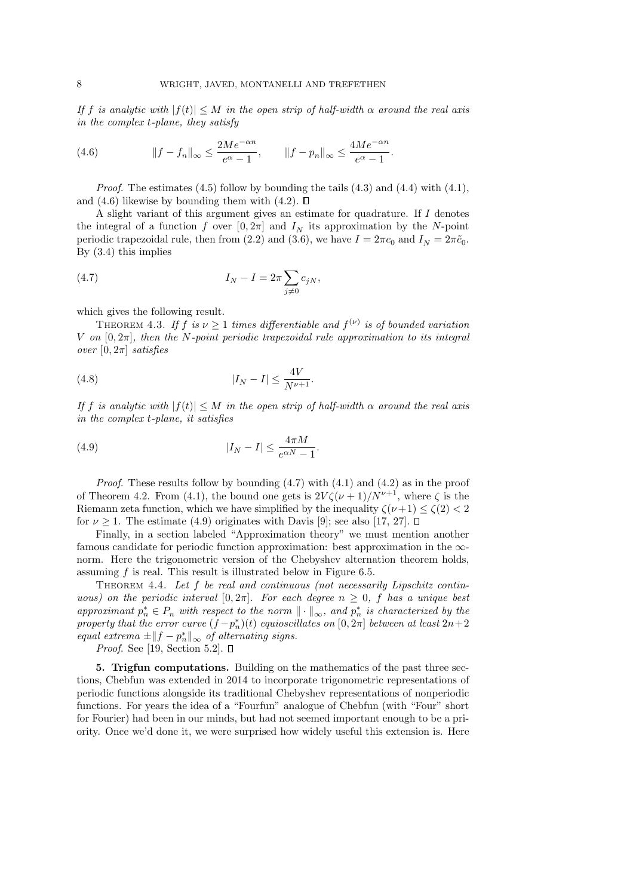*If $f$ is analytic with $|f(t)| \le M$ in the open strip of half-width $\alpha$ around the real axis in the complex $t$-plane, they satisfy*

$$\|f - f_n\|_\infty \le \frac{2Me^{-\alpha n}}{e^\alpha - 1}, \qquad \|f - p_n\|_\infty \le \frac{4Me^{-\alpha n}}{e^\alpha - 1}. \tag{4.6}$$

*Proof.* The estimates (4.5) follow by bounding the tails (4.3) and (4.4) with (4.1), and (4.6) likewise by bounding them with (4.2). ∎

A slight variant of this argument gives an estimate for quadrature. If $I$ denotes the integral of a function $f$ over $[0, 2\pi]$ and $I_N$ its approximation by the $N$-point periodic trapezoidal rule, then from (2.2) and (3.6), we have $I = 2\pi c_0$ and $I_N = 2\pi \tilde{c}_0$. By (3.4) this implies

$$I_N - I = 2\pi \sum_{j \ne 0} c_{jN}, \tag{4.7}$$

which gives the following result.

Theorem 4.3. *If $f$ is $\nu \ge 1$ times differentiable and $f^{(\nu)}$ is of bounded variation $V$ on $[0, 2\pi]$, then the $N$-point periodic trapezoidal rule approximation to its integral over $[0, 2\pi]$ satisfies*

$$|I_N - I| \le \frac{4V}{N^{\nu+1}}. \tag{4.8}$$

*If $f$ is analytic with $|f(t)| \le M$ in the open strip of half-width $\alpha$ around the real axis in the complex $t$-plane, it satisfies*

$$|I_N - I| \le \frac{4\pi M}{e^{\alpha N} - 1}. \tag{4.9}$$

*Proof.* These results follow by bounding (4.7) with (4.1) and (4.2) as in the proof of Theorem 4.2. From (4.1), the bound one gets is $2V\zeta(\nu+1)/N^{\nu+1}$, where $\zeta$ is the Riemann zeta function, which we have simplified by the inequality $\zeta(\nu+1) \le \zeta(2) < 2$ for $\nu \ge 1$. The estimate (4.9) originates with Davis [9]; see also [17, 27]. ∎

Finally, in a section labeled "Approximation theory" we must mention another famous candidate for periodic function approximation: best approximation in the $\infty$-norm. Here the trigonometric version of the Chebyshev alternation theorem holds, assuming $f$ is real. This result is illustrated below in Figure 6.5.

Theorem 4.4. *Let $f$ be real and continuous (not necessarily Lipschitz continuous) on the periodic interval $[0, 2\pi]$. For each degree $n \ge 0$, $f$ has a unique best approximant $p_n^* \in P_n$ with respect to the norm $\|\cdot\|_\infty$, and $p_n^*$ is characterized by the property that the error curve $(f - p_n^*)(t)$ equioscillates on $[0, 2\pi]$ between at least $2n+2$ equal extrema $\pm\|f - p_n^*\|_\infty$ of alternating signs.*

*Proof.* See [19, Section 5.2]. ∎

## 5. Trigfun computations.

Building on the mathematics of the past three sections, Chebfun was extended in 2014 to incorporate trigonometric representations of periodic functions alongside its traditional Chebyshev representations of nonperiodic functions. For years the idea of a "Fourfun" analogue of Chebfun (with "Four" short for Fourier) had been in our minds, but had not seemed important enough to be a priority. Once we'd done it, we were surprised how widely useful this extension is. Here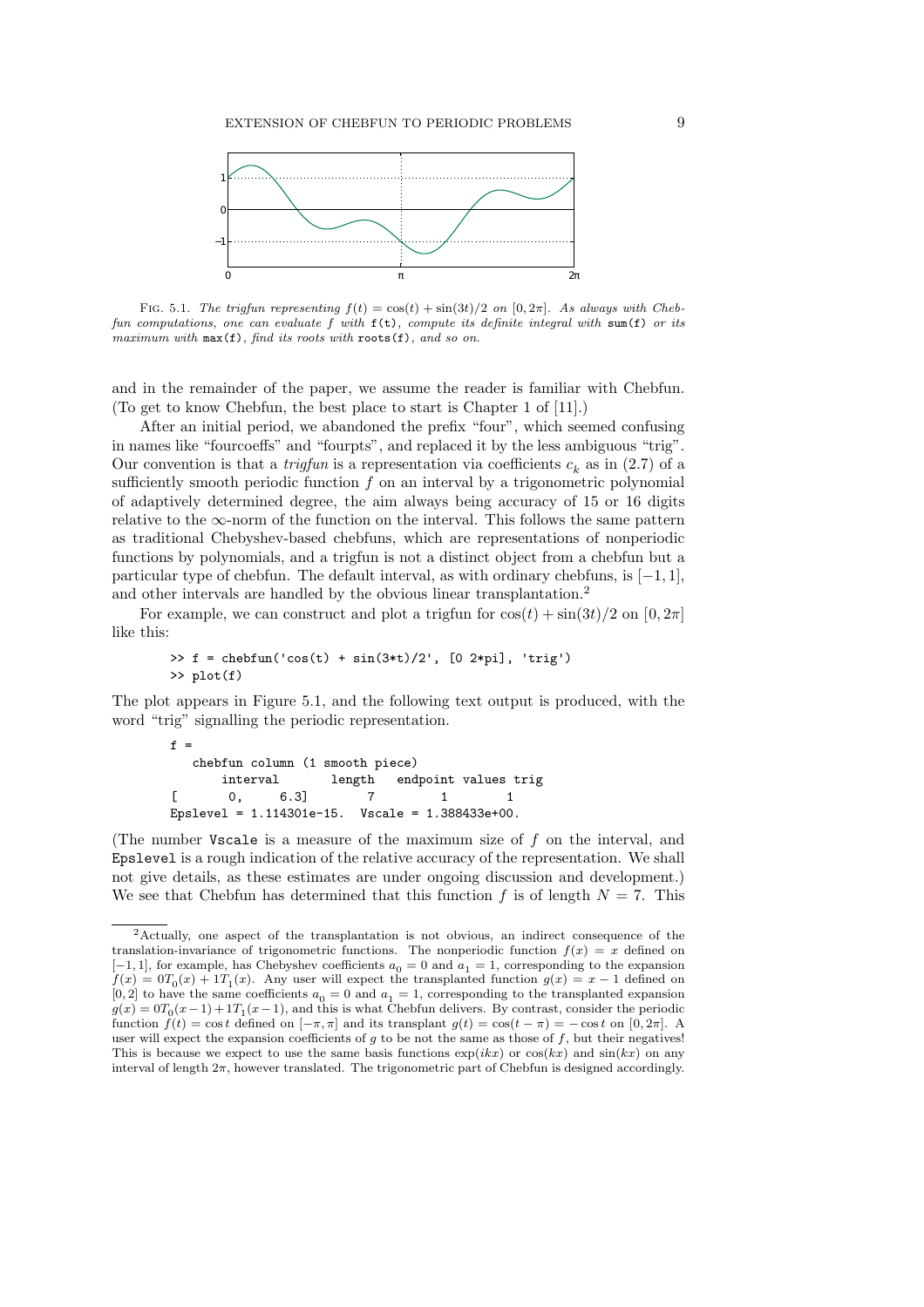FIG. 5.1. *The trigfun representing $f(t) = \cos(t) + \sin(3t)/2$ on $[0, 2\pi]$. As always with Chebfun computations, one can evaluate $f$ with* `f(t)`*, compute its definite integral with* `sum(f)` *or its maximum with* `max(f)`*, find its roots with* `roots(f)`*, and so on.*

and in the remainder of the paper, we assume the reader is familiar with Chebfun. (To get to know Chebfun, the best place to start is Chapter 1 of [11].)

After an initial period, we abandoned the prefix "four", which seemed confusing in names like "fourcoeffs" and "fourpts", and replaced it by the less ambiguous "trig". Our convention is that a *trigfun* is a representation via coefficients $c_k$ as in (2.7) of a sufficiently smooth periodic function $f$ on an interval by a trigonometric polynomial of adaptively determined degree, the aim always being accuracy of 15 or 16 digits relative to the $\infty$-norm of the function on the interval. This follows the same pattern as traditional Chebyshev-based chebfuns, which are representations of nonperiodic functions by polynomials, and a trigfun is not a distinct object from a chebfun but a particular type of chebfun. The default interval, as with ordinary chebfuns, is $[-1, 1]$, and other intervals are handled by the obvious linear transplantation.[2]

For example, we can construct and plot a trigfun for $\cos(t) + \sin(3t)/2$ on $[0, 2\pi]$ like this:

```
>> f = chebfun('cos(t) + sin(3*t)/2', [0 2*pi], 'trig')
>> plot(f)
```

The plot appears in Figure 5.1, and the following text output is produced, with the word "trig" signalling the periodic representation.

```
f =
   chebfun column (1 smooth piece)
       interval       length   endpoint values trig
[       0,     6.3]        7         1        1
Epslevel = 1.114301e-15.  Vscale = 1.388433e+00.
```

(The number `Vscale` is a measure of the maximum size of $f$ on the interval, and `Epslevel` is a rough indication of the relative accuracy of the representation. We shall not give details, as these estimates are under ongoing discussion and development.) We see that Chebfun has determined that this function $f$ is of length $N = 7$. This

[2] Actually, one aspect of the transplantation is not obvious, an indirect consequence of the translation-invariance of trigonometric functions. The nonperiodic function $f(x) = x$ defined on $[-1, 1]$, for example, has Chebyshev coefficients $a_0 = 0$ and $a_1 = 1$, corresponding to the expansion $f(x) = 0T_0(x) + 1T_1(x)$. Any user will expect the transplanted function $g(x) = x - 1$ defined on $[0, 2]$ to have the same coefficients $a_0 = 0$ and $a_1 = 1$, corresponding to the transplanted expansion $g(x) = 0T_0(x-1) + 1T_1(x-1)$, and this is what Chebfun delivers. By contrast, consider the periodic function $f(t) = \cos t$ defined on $[-\pi, \pi]$ and its transplant $g(t) = \cos(t - \pi) = -\cos t$ on $[0, 2\pi]$. A user will expect the expansion coefficients of $g$ to be not the same as those of $f$, but their negatives! This is because we expect to use the same basis functions $\exp(ikx)$ or $\cos(kx)$ and $\sin(kx)$ on any interval of length $2\pi$, however translated. The trigonometric part of Chebfun is designed accordingly.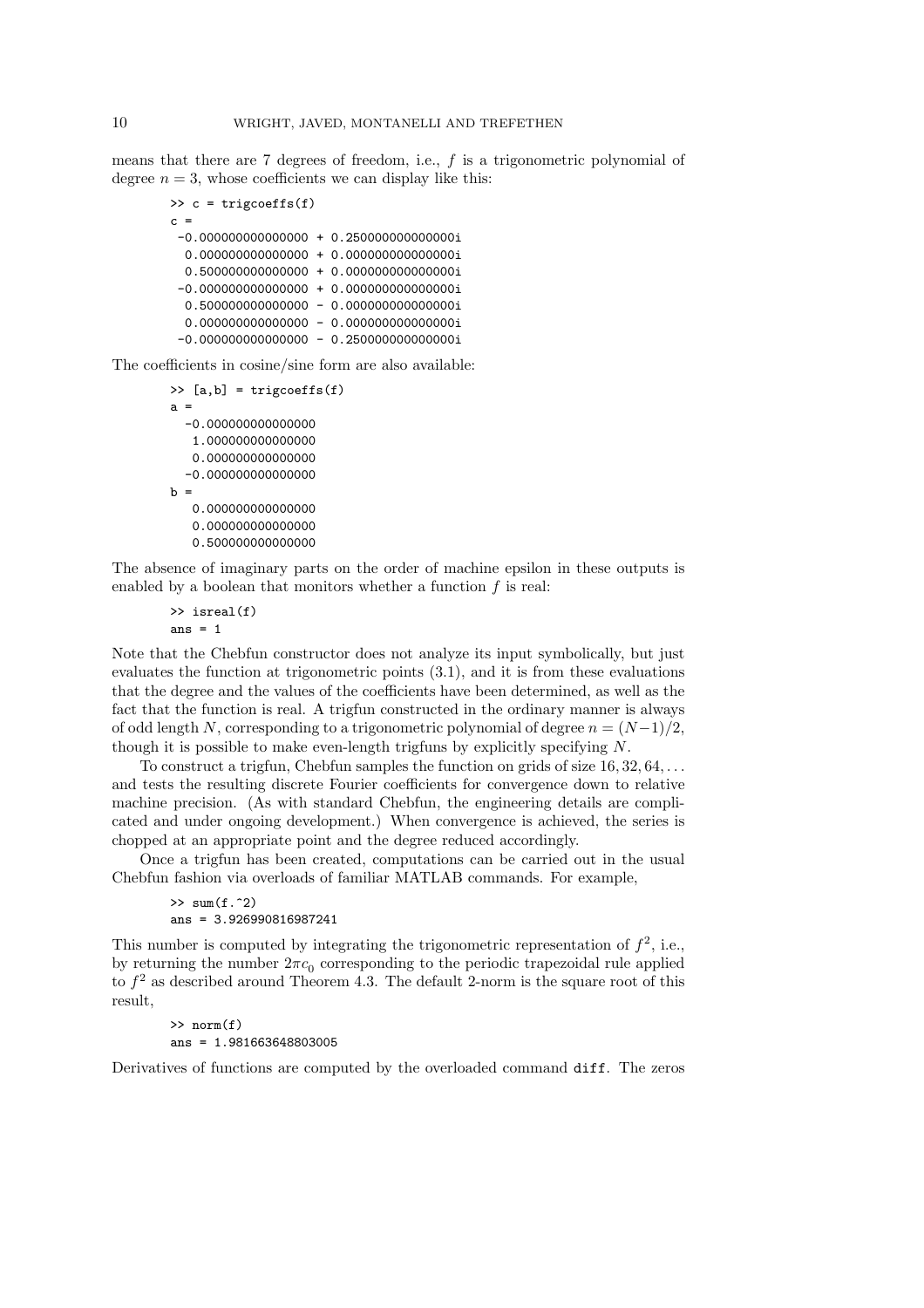means that there are 7 degrees of freedom, i.e., $f$ is a trigonometric polynomial of degree $n = 3$, whose coefficients we can display like this:

```
>> c = trigcoeffs(f)
c =
 -0.000000000000000 + 0.250000000000000i
  0.000000000000000 + 0.000000000000000i
  0.500000000000000 + 0.000000000000000i
 -0.000000000000000 + 0.000000000000000i
  0.500000000000000 - 0.000000000000000i
  0.000000000000000 - 0.000000000000000i
 -0.000000000000000 - 0.250000000000000i
```

The coefficients in cosine/sine form are also available:

```
>> [a,b] = trigcoeffs(f)
a =
  -0.000000000000000
   1.000000000000000
   0.000000000000000
  -0.000000000000000
b =
   0.000000000000000
   0.000000000000000
   0.500000000000000
```

The absence of imaginary parts on the order of machine epsilon in these outputs is enabled by a boolean that monitors whether a function $f$ is real:

```
>> isreal(f)
ans = 1
```

Note that the Chebfun constructor does not analyze its input symbolically, but just evaluates the function at trigonometric points (3.1), and it is from these evaluations that the degree and the values of the coefficients have been determined, as well as the fact that the function is real. A trigfun constructed in the ordinary manner is always of odd length $N$, corresponding to a trigonometric polynomial of degree $n = (N-1)/2$, though it is possible to make even-length trigfuns by explicitly specifying $N$.

To construct a trigfun, Chebfun samples the function on grids of size $16, 32, 64, \ldots$ and tests the resulting discrete Fourier coefficients for convergence down to relative machine precision. (As with standard Chebfun, the engineering details are complicated and under ongoing development.) When convergence is achieved, the series is chopped at an appropriate point and the degree reduced accordingly.

Once a trigfun has been created, computations can be carried out in the usual Chebfun fashion via overloads of familiar MATLAB commands. For example,

```
>> sum(f.^2)
ans = 3.926990816987241
```

This number is computed by integrating the trigonometric representation of $f^2$, i.e., by returning the number $2\pi c_0$ corresponding to the periodic trapezoidal rule applied to $f^2$ as described around Theorem 4.3. The default 2-norm is the square root of this result,

```
>> norm(f)
ans = 1.981663648803005
```

Derivatives of functions are computed by the overloaded command `diff`. The zeros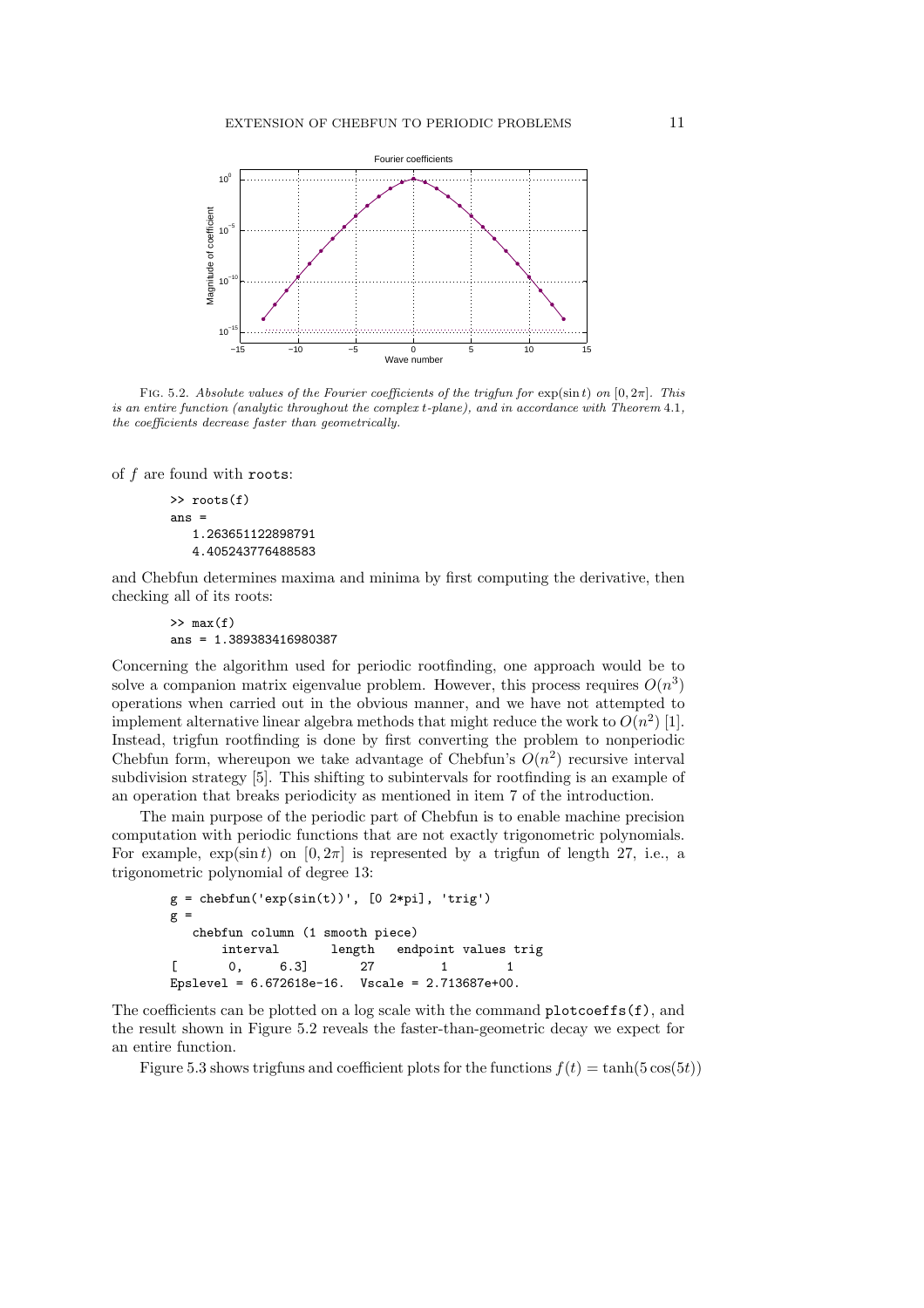FIG. 5.2. *Absolute values of the Fourier coefficients of the trigfun for* $\exp(\sin t)$ *on* $[0, 2\pi]$*. This is an entire function (analytic throughout the complex* $t$*-plane), and in accordance with Theorem* 4.1*, the coefficients decrease faster than geometrically.*

of $f$ are found with `roots`:

```
>> roots(f)
ans =
   1.263651122898791
   4.405243776488583
```

and Chebfun determines maxima and minima by first computing the derivative, then checking all of its roots:

```
>> max(f)
ans = 1.389383416980387
```

Concerning the algorithm used for periodic rootfinding, one approach would be to solve a companion matrix eigenvalue problem. However, this process requires $O(n^3)$ operations when carried out in the obvious manner, and we have not attempted to implement alternative linear algebra methods that might reduce the work to $O(n^2)$ [1]. Instead, trigfun rootfinding is done by first converting the problem to nonperiodic Chebfun form, whereupon we take advantage of Chebfun's $O(n^2)$ recursive interval subdivision strategy [5]. This shifting to subintervals for rootfinding is an example of an operation that breaks periodicity as mentioned in item 7 of the introduction.

The main purpose of the periodic part of Chebfun is to enable machine precision computation with periodic functions that are not exactly trigonometric polynomials. For example, $\exp(\sin t)$ on $[0, 2\pi]$ is represented by a trigfun of length 27, i.e., a trigonometric polynomial of degree 13:

```
g = chebfun('exp(sin(t))', [0 2*pi], 'trig')
g =
   chebfun column (1 smooth piece)
       interval       length   endpoint values trig
[       0,     6.3]       27         1        1
Epslevel = 6.672618e-16.  Vscale = 2.713687e+00.
```

The coefficients can be plotted on a log scale with the command `plotcoeffs(f)`, and the result shown in Figure 5.2 reveals the faster-than-geometric decay we expect for an entire function.

Figure 5.3 shows trigfuns and coefficient plots for the functions $f(t) = \tanh(5\cos(5t))$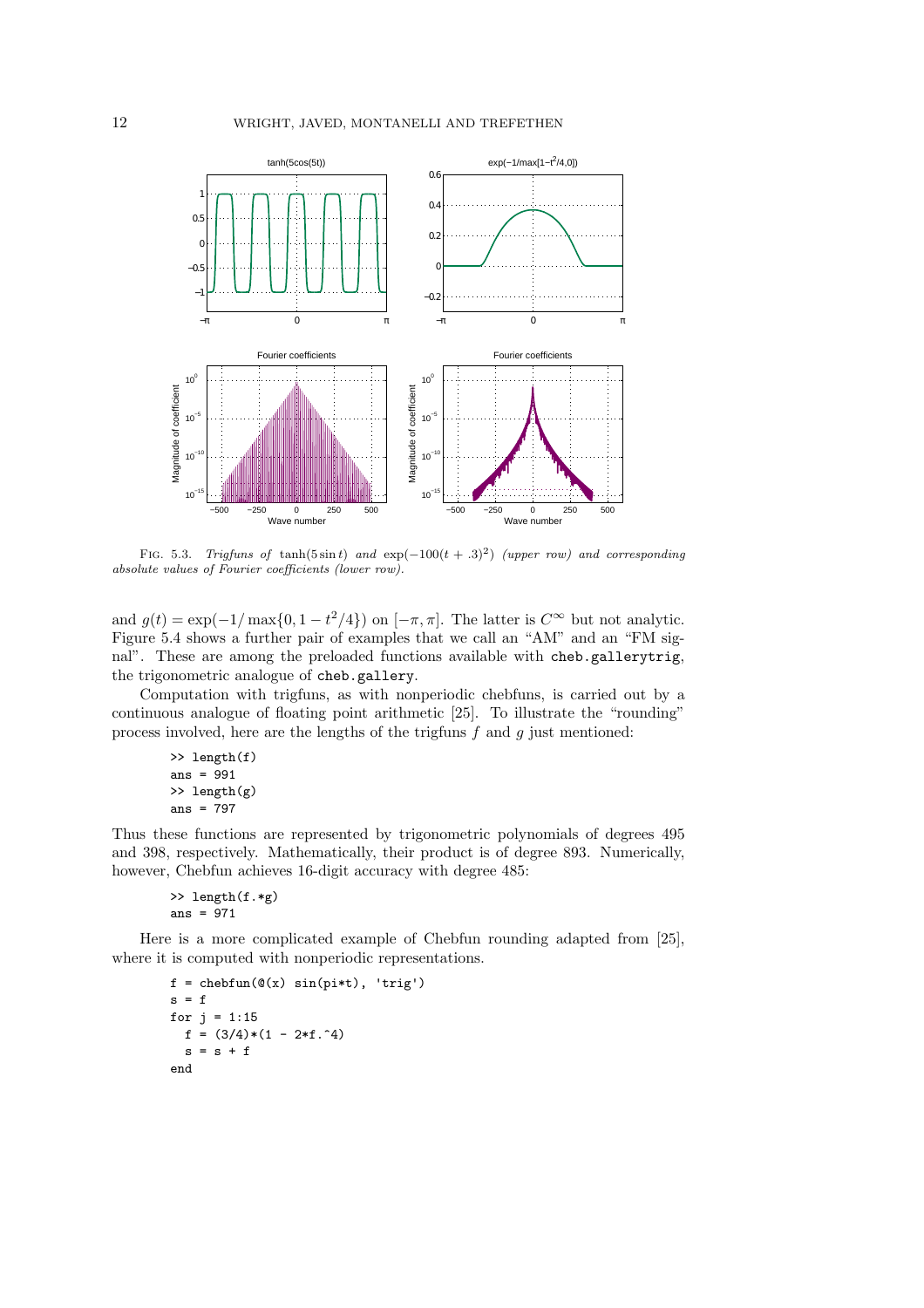FIG. 5.3. *Trigfuns of* $\tanh(5 \sin t)$ *and* $\exp(-100(t+.3)^2)$ *(upper row) and corresponding absolute values of Fourier coefficients (lower row).*

and $g(t) = \exp(-1/\max\{0, 1-t^2/4\})$ on $[-\pi, \pi]$. The latter is $C^\infty$ but not analytic. Figure 5.4 shows a further pair of examples that we call an "AM" and an "FM signal". These are among the preloaded functions available with `cheb.gallerytrig`, the trigonometric analogue of `cheb.gallery`.

Computation with trigfuns, as with nonperiodic chebfuns, is carried out by a continuous analogue of floating point arithmetic [25]. To illustrate the "rounding" process involved, here are the lengths of the trigfuns $f$ and $g$ just mentioned:

```
>> length(f)
ans = 991
>> length(g)
ans = 797
```

Thus these functions are represented by trigonometric polynomials of degrees 495 and 398, respectively. Mathematically, their product is of degree 893. Numerically, however, Chebfun achieves 16-digit accuracy with degree 485:

```
>> length(f.*g)
ans = 971
```

Here is a more complicated example of Chebfun rounding adapted from [25], where it is computed with nonperiodic representations.

```
f = chebfun(@(x) sin(pi*t), 'trig')
s = f
for j = 1:15
  f = (3/4)*(1 - 2*f.^4)
  s = s + f
end
```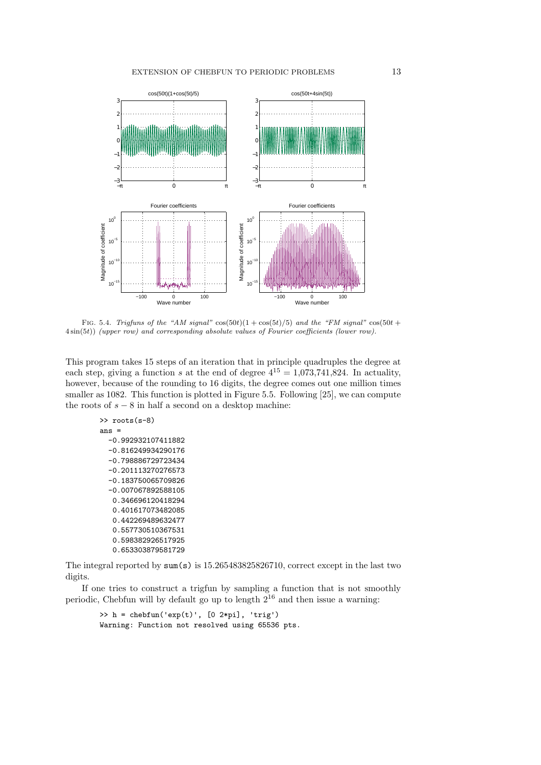FIG. 5.4. *Trigfuns of the "AM signal"* $\cos(50t)(1+\cos(5t)/5)$ *and the "FM signal"* $\cos(50t+4\sin(5t))$ *(upper row) and corresponding absolute values of Fourier coefficients (lower row).*

This program takes 15 steps of an iteration that in principle quadruples the degree at each step, giving a function $s$ at the end of degree $4^{15} = 1{,}073{,}741{,}824$. In actuality, however, because of the rounding to 16 digits, the degree comes out one million times smaller as 1082. This function is plotted in Figure 5.5. Following [25], we can compute the roots of $s-8$ in half a second on a desktop machine:

```
>> roots(s-8)
ans =
  -0.992932107411882
  -0.816249934290176
  -0.798886729723434
  -0.201113270276573
  -0.183750065709826
  -0.007067892588105
   0.346696120418294
   0.401617073482085
   0.442269489632477
   0.557730510367531
   0.598382926517925
   0.653303879581729
```

The integral reported by `sum(s)` is 15.265483825826710, correct except in the last two digits.

If one tries to construct a trigfun by sampling a function that is not smoothly periodic, Chebfun will by default go up to length $2^{16}$ and then issue a warning:

```
>> h = chebfun('exp(t)', [0 2*pi], 'trig')
Warning: Function not resolved using 65536 pts.
```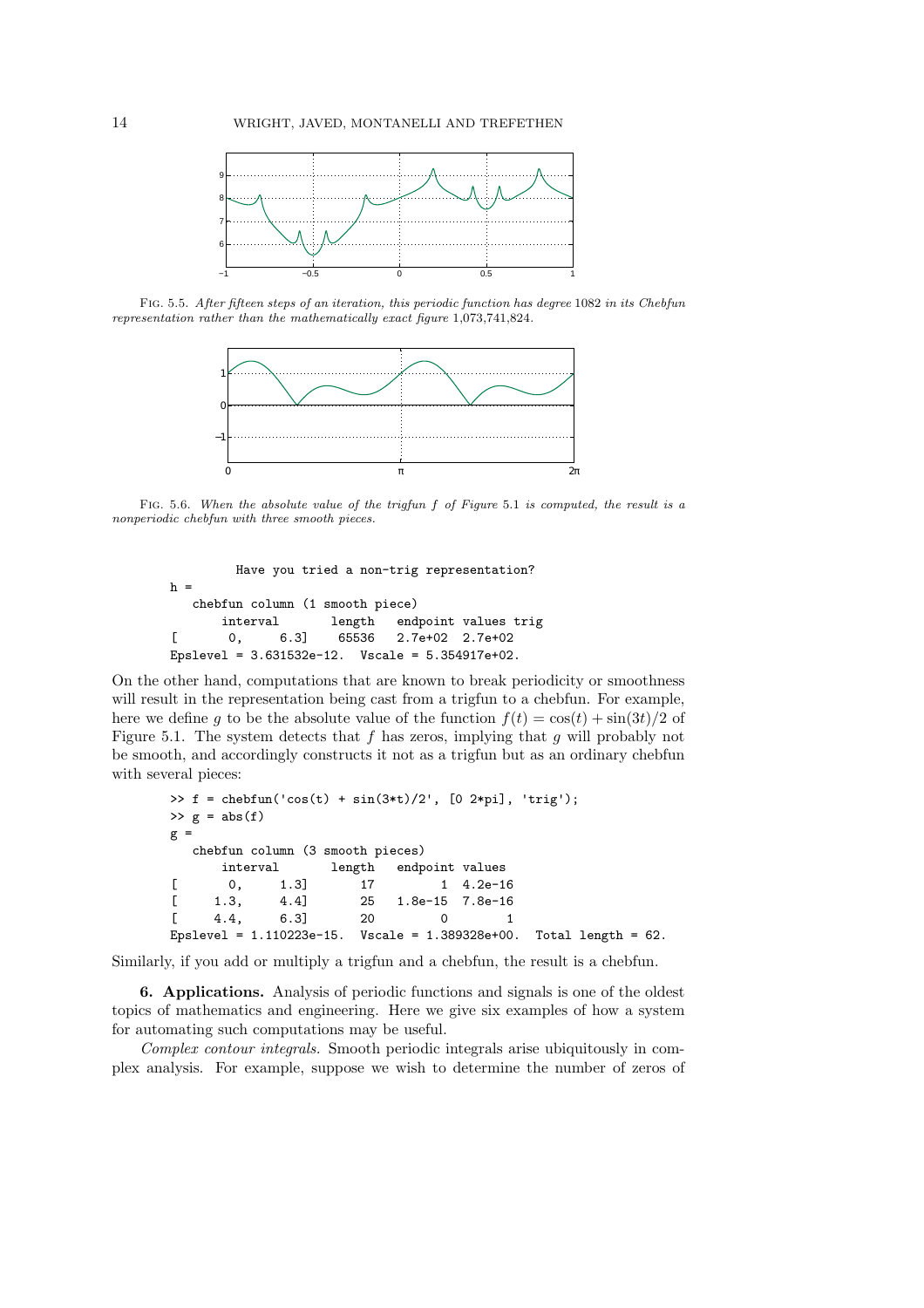FIG. 5.5. *After fifteen steps of an iteration, this periodic function has degree* 1082 *in its Chebfun representation rather than the mathematically exact figure* 1,073,741,824.

FIG. 5.6. *When the absolute value of the trigfun $f$ of Figure* 5.1 *is computed, the result is a nonperiodic chebfun with three smooth pieces.*

```
         Have you tried a non-trig representation?
h =
   chebfun column (1 smooth piece)
       interval       length   endpoint values trig
[       0,     6.3]    65536   2.7e+02  2.7e+02
Epslevel = 3.631532e-12.  Vscale = 5.354917e+02.
```

On the other hand, computations that are known to break periodicity or smoothness will result in the representation being cast from a trigfun to a chebfun. For example, here we define $g$ to be the absolute value of the function $f(t) = \cos(t) + \sin(3t)/2$ of Figure 5.1. The system detects that $f$ has zeros, implying that $g$ will probably not be smooth, and accordingly constructs it not as a trigfun but as an ordinary chebfun with several pieces:

```
>> f = chebfun('cos(t) + sin(3*t)/2', [0 2*pi], 'trig');
>> g = abs(f)
g =
   chebfun column (3 smooth pieces)
       interval       length   endpoint values
[       0,     1.3]       17         1  4.2e-16
[     1.3,     4.4]       25   1.8e-15  7.8e-16
[     4.4,     6.3]       20         0        1
Epslevel = 1.110223e-15.  Vscale = 1.389328e+00.  Total length = 62.
```

Similarly, if you add or multiply a trigfun and a chebfun, the result is a chebfun.

**6. Applications.** Analysis of periodic functions and signals is one of the oldest topics of mathematics and engineering. Here we give six examples of how a system for automating such computations may be useful.

*Complex contour integrals.* Smooth periodic integrals arise ubiquitously in complex analysis. For example, suppose we wish to determine the number of zeros of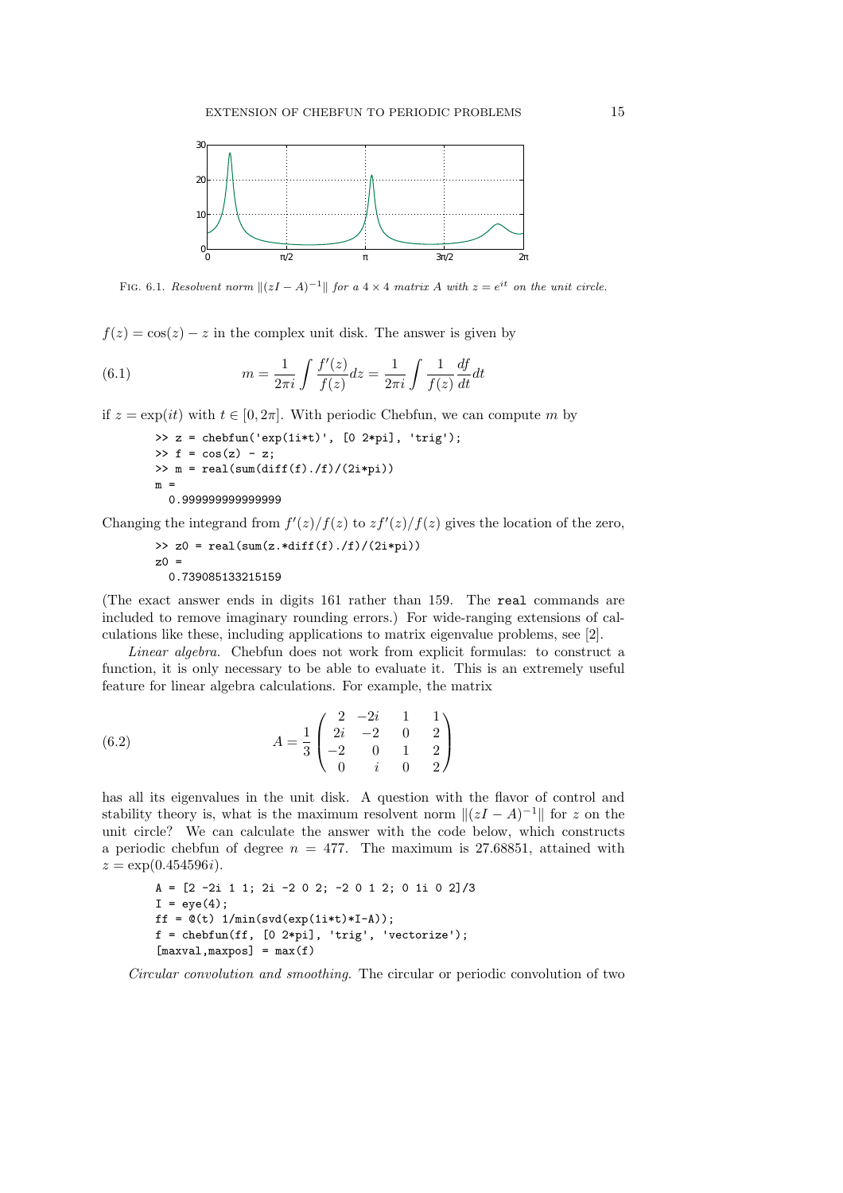FIG. 6.1. *Resolvent norm $\|(zI-A)^{-1}\|$ for a $4\times 4$ matrix $A$ with $z=e^{it}$ on the unit circle.*

$f(z) = \cos(z) - z$ in the complex unit disk. The answer is given by

$$m = \frac{1}{2\pi i}\int \frac{f'(z)}{f(z)}dz = \frac{1}{2\pi i}\int \frac{1}{f(z)}\frac{df}{dt}dt \tag{6.1}$$

if $z = \exp(it)$ with $t \in [0, 2\pi]$. With periodic Chebfun, we can compute $m$ by

```
>> z = chebfun('exp(1i*t)', [0 2*pi], 'trig');
>> f = cos(z) - z;
>> m = real(sum(diff(f)./f)/(2i*pi))
m =
  0.999999999999999
```

Changing the integrand from $f'(z)/f(z)$ to $zf'(z)/f(z)$ gives the location of the zero,

```
>> z0 = real(sum(z.*diff(f)./f)/(2i*pi))
z0 =
  0.739085133215159
```

(The exact answer ends in digits 161 rather than 159. The `real` commands are included to remove imaginary rounding errors.) For wide-ranging extensions of calculations like these, including applications to matrix eigenvalue problems, see [2].

*Linear algebra.* Chebfun does not work from explicit formulas: to construct a function, it is only necessary to be able to evaluate it. This is an extremely useful feature for linear algebra calculations. For example, the matrix

$$A = \frac{1}{3}\begin{pmatrix} 2 & -2i & 1 & 1 \\ 2i & -2 & 0 & 2 \\ -2 & 0 & 1 & 2 \\ 0 & i & 0 & 2 \end{pmatrix} \tag{6.2}$$

has all its eigenvalues in the unit disk. A question with the flavor of control and stability theory is, what is the maximum resolvent norm $\|(zI-A)^{-1}\|$ for $z$ on the unit circle? We can calculate the answer with the code below, which constructs a periodic chebfun of degree $n = 477$. The maximum is 27.68851, attained with $z = \exp(0.454596i)$.

```
A = [2 -2i 1 1; 2i -2 0 2; -2 0 1 2; 0 1i 0 2]/3
I = eye(4);
ff = @(t) 1/min(svd(exp(1i*t)*I-A));
f = chebfun(ff, [0 2*pi], 'trig', 'vectorize');
[maxval,maxpos] = max(f)
```

*Circular convolution and smoothing.* The circular or periodic convolution of two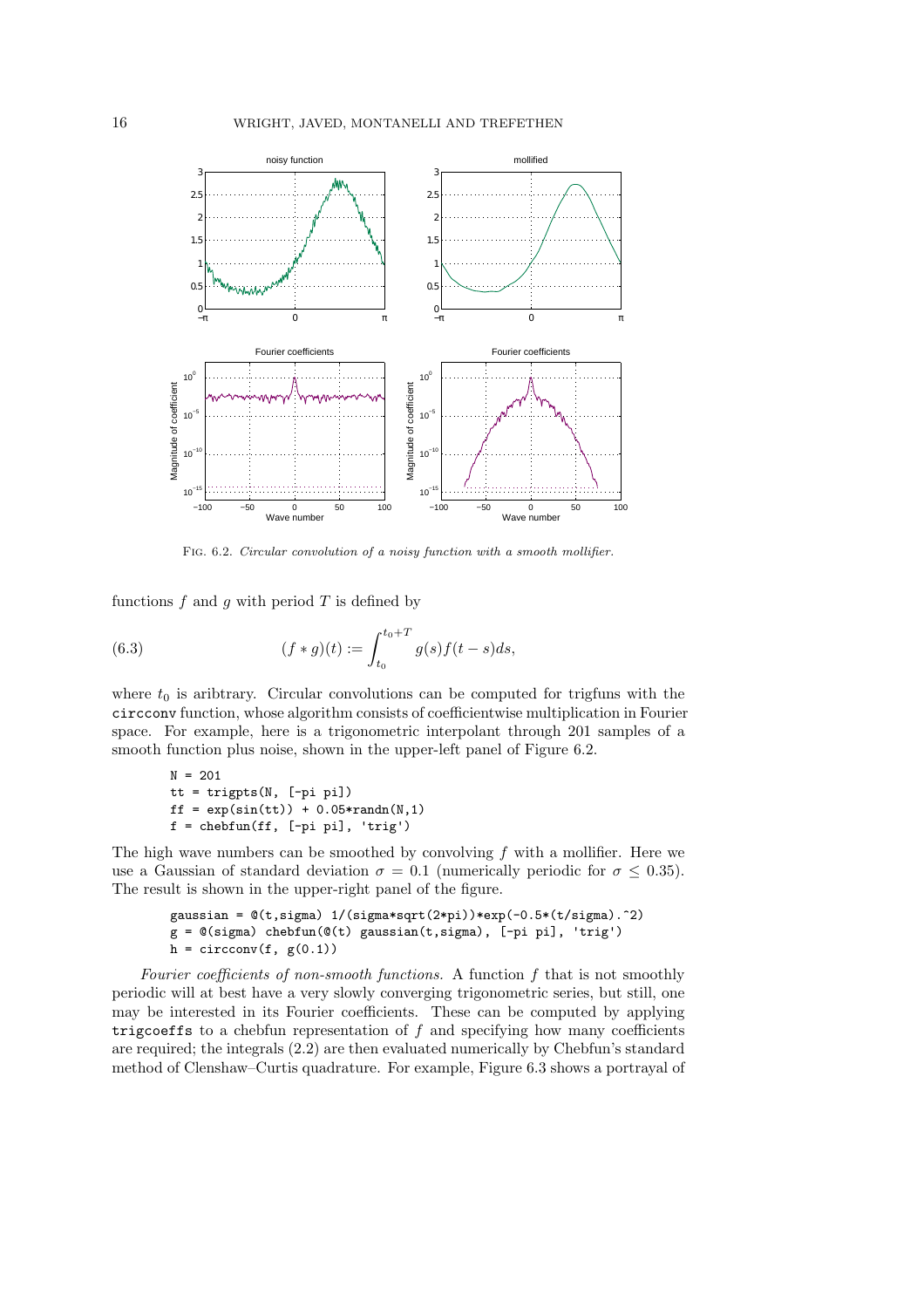Fig. 6.2. *Circular convolution of a noisy function with a smooth mollifier.*

functions $f$ and $g$ with period $T$ is defined by

$$(f * g)(t) := \int_{t_0}^{t_0+T} g(s)f(t-s)ds, \tag{6.3}$$

where $t_0$ is aribtrary. Circular convolutions can be computed for trigfuns with the `circconv` function, whose algorithm consists of coefficientwise multiplication in Fourier space. For example, here is a trigonometric interpolant through 201 samples of a smooth function plus noise, shown in the upper-left panel of Figure 6.2.

```
N = 201
tt = trigpts(N, [-pi pi])
ff = exp(sin(tt)) + 0.05*randn(N,1)
f = chebfun(ff, [-pi pi], 'trig')
```

The high wave numbers can be smoothed by convolving $f$ with a mollifier. Here we use a Gaussian of standard deviation $\sigma = 0.1$ (numerically periodic for $\sigma \leq 0.35$). The result is shown in the upper-right panel of the figure.

```
gaussian = @(t,sigma) 1/(sigma*sqrt(2*pi))*exp(-0.5*(t/sigma).^2)
g = @(sigma) chebfun(@(t) gaussian(t,sigma), [-pi pi], 'trig')
h = circconv(f, g(0.1))
```

*Fourier coefficients of non-smooth functions.* A function $f$ that is not smoothly periodic will at best have a very slowly converging trigonometric series, but still, one may be interested in its Fourier coefficients. These can be computed by applying `trigcoeffs` to a chebfun representation of $f$ and specifying how many coefficients are required; the integrals (2.2) are then evaluated numerically by Chebfun's standard method of Clenshaw–Curtis quadrature. For example, Figure 6.3 shows a portrayal of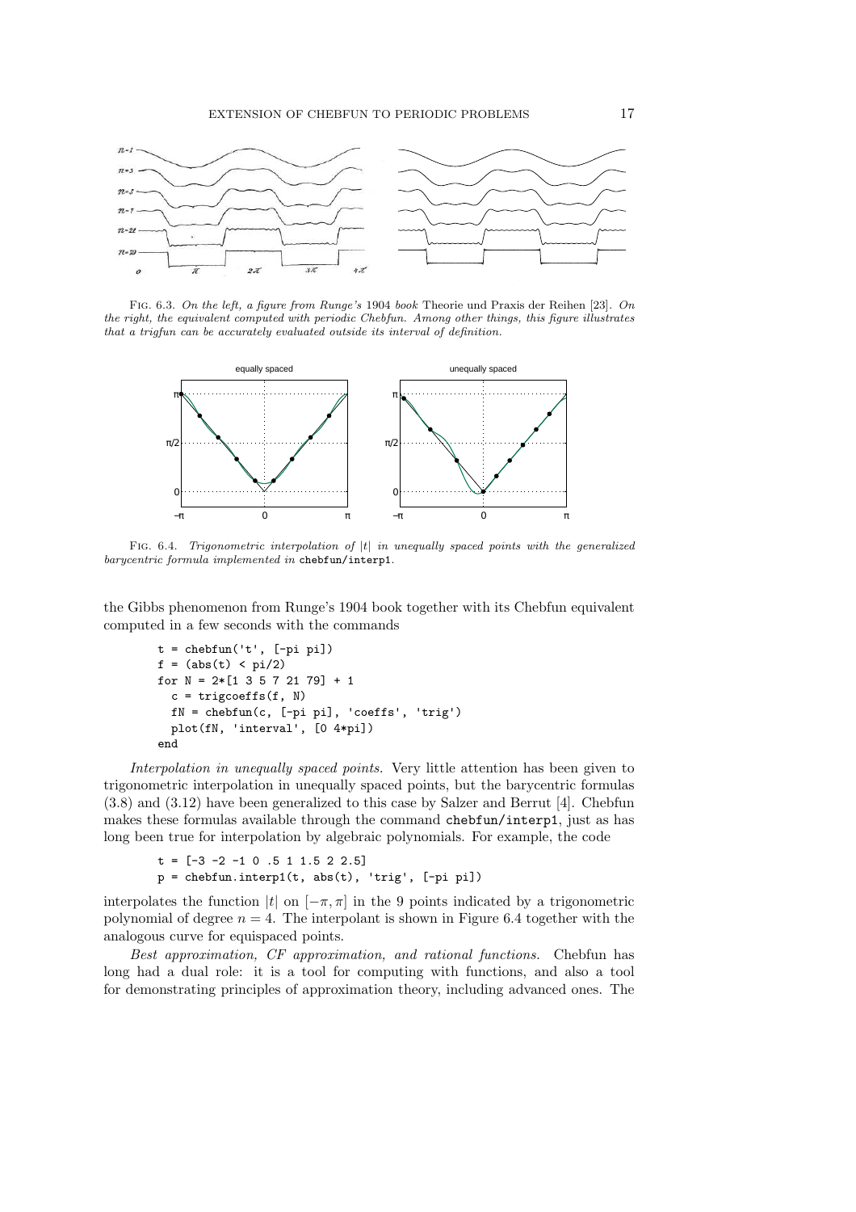FIG. 6.3. *On the left, a figure from Runge's* 1904 *book* Theorie und Praxis der Reihen [23]. *On the right, the equivalent computed with periodic Chebfun. Among other things, this figure illustrates that a trigfun can be accurately evaluated outside its interval of definition.*

FIG. 6.4. *Trigonometric interpolation of $|t|$ in unequally spaced points with the generalized barycentric formula implemented in* `chebfun/interp1`.

the Gibbs phenomenon from Runge's 1904 book together with its Chebfun equivalent computed in a few seconds with the commands

```
t = chebfun('t', [-pi pi])
f = (abs(t) < pi/2)
for N = 2*[1 3 5 7 21 79] + 1
  c = trigcoeffs(f, N)
  fN = chebfun(c, [-pi pi], 'coeffs', 'trig')
  plot(fN, 'interval', [0 4*pi])
end
```

*Interpolation in unequally spaced points.* Very little attention has been given to trigonometric interpolation in unequally spaced points, but the barycentric formulas (3.8) and (3.12) have been generalized to this case by Salzer and Berrut [4]. Chebfun makes these formulas available through the command `chebfun/interp1`, just as has long been true for interpolation by algebraic polynomials. For example, the code

```
t = [-3 -2 -1 0 .5 1 1.5 2 2.5]
p = chebfun.interp1(t, abs(t), 'trig', [-pi pi])
```

interpolates the function $|t|$ on $[-\pi, \pi]$ in the 9 points indicated by a trigonometric polynomial of degree $n = 4$. The interpolant is shown in Figure 6.4 together with the analogous curve for equispaced points.

*Best approximation, CF approximation, and rational functions.* Chebfun has long had a dual role: it is a tool for computing with functions, and also a tool for demonstrating principles of approximation theory, including advanced ones. The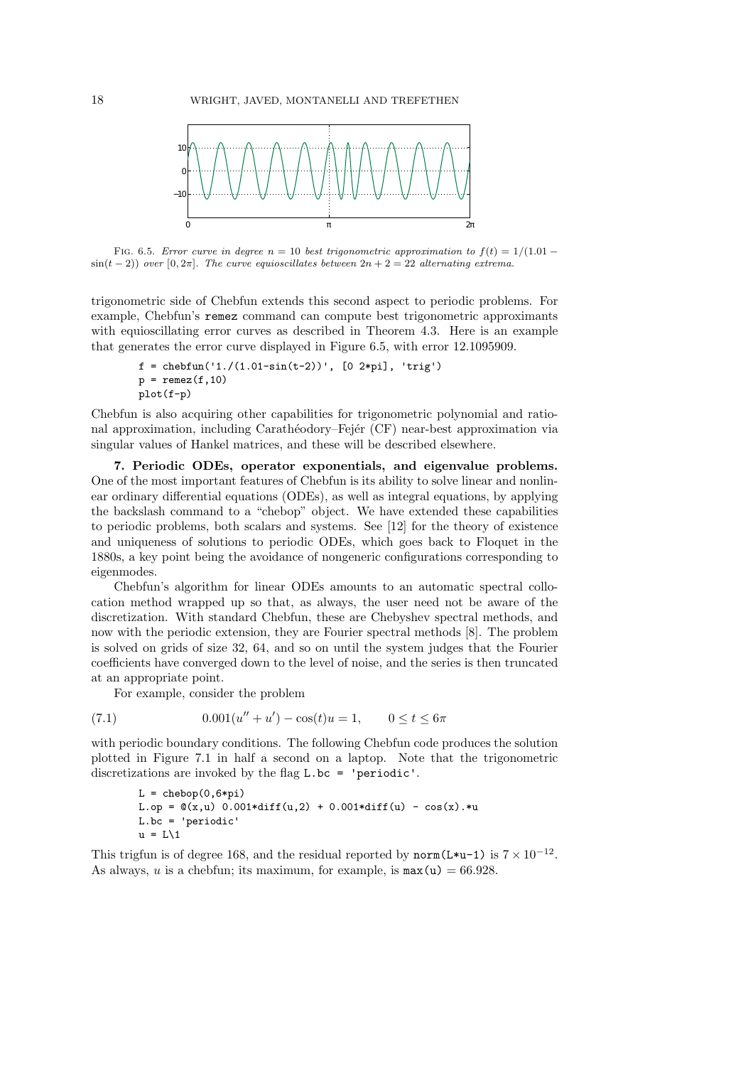FIG. 6.5. *Error curve in degree $n = 10$ best trigonometric approximation to $f(t) = 1/(1.01 - \sin(t-2))$ over $[0, 2\pi]$. The curve equioscillates between $2n + 2 = 22$ alternating extrema.*

trigonometric side of Chebfun extends this second aspect to periodic problems. For example, Chebfun's `remez` command can compute best trigonometric approximants with equioscillating error curves as described in Theorem 4.3. Here is an example that generates the error curve displayed in Figure 6.5, with error 12.1095909.

```
f = chebfun('1./(1.01-sin(t-2))', [0 2*pi], 'trig')
p = remez(f,10)
plot(f-p)
```

Chebfun is also acquiring other capabilities for trigonometric polynomial and rational approximation, including Carathéodory–Fejér (CF) near-best approximation via singular values of Hankel matrices, and these will be described elsewhere.

**7. Periodic ODEs, operator exponentials, and eigenvalue problems.** One of the most important features of Chebfun is its ability to solve linear and nonlinear ordinary differential equations (ODEs), as well as integral equations, by applying the backslash command to a "chebop" object. We have extended these capabilities to periodic problems, both scalars and systems. See [12] for the theory of existence and uniqueness of solutions to periodic ODEs, which goes back to Floquet in the 1880s, a key point being the avoidance of nongeneric configurations corresponding to eigenmodes.

Chebfun's algorithm for linear ODEs amounts to an automatic spectral collocation method wrapped up so that, as always, the user need not be aware of the discretization. With standard Chebfun, these are Chebyshev spectral methods, and now with the periodic extension, they are Fourier spectral methods [8]. The problem is solved on grids of size 32, 64, and so on until the system judges that the Fourier coefficients have converged down to the level of noise, and the series is then truncated at an appropriate point.

For example, consider the problem

$$0.001(u'' + u') - \cos(t)u = 1, \qquad 0 \le t \le 6\pi \tag{7.1}$$

with periodic boundary conditions. The following Chebfun code produces the solution plotted in Figure 7.1 in half a second on a laptop. Note that the trigonometric discretizations are invoked by the flag `L.bc = 'periodic'`.

```
L = chebop(0,6*pi)
L.op = @(x,u) 0.001*diff(u,2) + 0.001*diff(u) - cos(x).*u
L.bc = 'periodic'
u = L\1
```

This trigfun is of degree 168, and the residual reported by `norm(L*u-1)` is $7 \times 10^{-12}$. As always, $u$ is a chebfun; its maximum, for example, is `max(u)` $= 66.928$.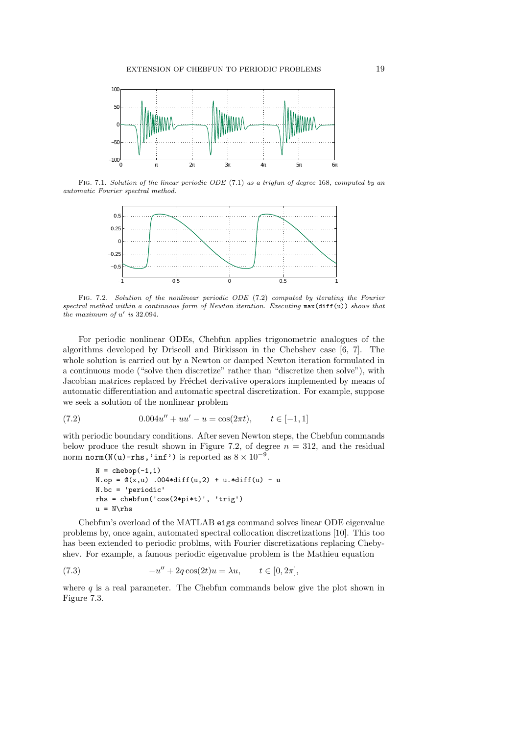Fig. 7.1. *Solution of the linear periodic ODE* (7.1) *as a trigfun of degree* 168*, computed by an automatic Fourier spectral method.*

Fig. 7.2. *Solution of the nonlinear periodic ODE* (7.2) *computed by iterating the Fourier spectral method within a continuous form of Newton iteration. Executing* `max(diff(u))` *shows that the maximum of* $u'$ *is* 32.094*.*

For periodic nonlinear ODEs, Chebfun applies trigonometric analogues of the algorithms developed by Driscoll and Birkisson in the Chebshev case [6, 7]. The whole solution is carried out by a Newton or damped Newton iteration formulated in a continuous mode ("solve then discretize" rather than "discretize then solve"), with Jacobian matrices replaced by Fréchet derivative operators implemented by means of automatic differentiation and automatic spectral discretization. For example, suppose we seek a solution of the nonlinear problem

$$0.004u'' + uu' - u = \cos(2\pi t), \qquad t \in [-1, 1] \tag{7.2}$$

with periodic boundary conditions. After seven Newton steps, the Chebfun commands below produce the result shown in Figure 7.2, of degree $n = 312$, and the residual norm `norm(N(u)-rhs,'inf')` is reported as $8 \times 10^{-9}$.

```
N = chebop(-1,1)
N.op = @(x,u) .004*diff(u,2) + u.*diff(u) - u
N.bc = 'periodic'
rhs = chebfun('cos(2*pi*t)', 'trig')
u = N\rhs
```

Chebfun's overload of the MATLAB `eigs` command solves linear ODE eigenvalue problems by, once again, automated spectral collocation discretizations [10]. This too has been extended to periodic problms, with Fourier discretizations replacing Chebyshev. For example, a famous periodic eigenvalue problem is the Mathieu equation

$$-u'' + 2q\cos(2t)u = \lambda u, \qquad t \in [0, 2\pi], \tag{7.3}$$

where $q$ is a real parameter. The Chebfun commands below give the plot shown in Figure 7.3.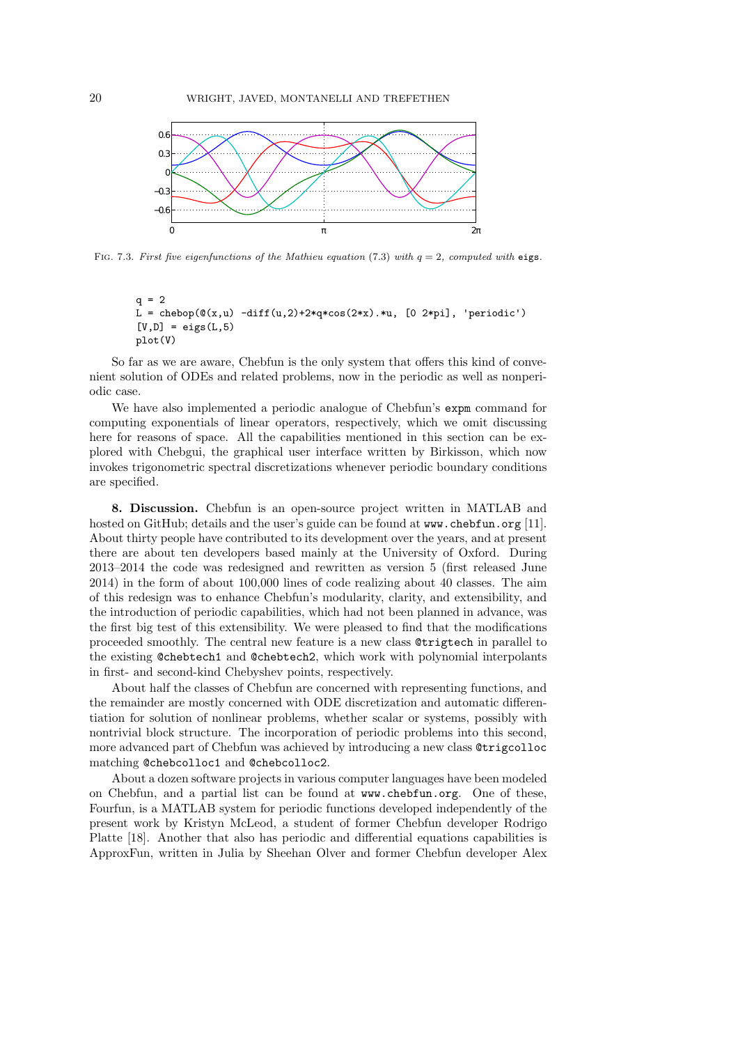FIG. 7.3. *First five eigenfunctions of the Mathieu equation* (7.3) *with* $q = 2$*, computed with* `eigs`.

```
q = 2
L = chebop(@(x,u) -diff(u,2)+2*q*cos(2*x).*u, [0 2*pi], 'periodic')
[V,D] = eigs(L,5)
plot(V)
```

So far as we are aware, Chebfun is the only system that offers this kind of convenient solution of ODEs and related problems, now in the periodic as well as nonperiodic case.

We have also implemented a periodic analogue of Chebfun's `expm` command for computing exponentials of linear operators, respectively, which we omit discussing here for reasons of space. All the capabilities mentioned in this section can be explored with Chebgui, the graphical user interface written by Birkisson, which now invokes trigonometric spectral discretizations whenever periodic boundary conditions are specified.

**8. Discussion.** Chebfun is an open-source project written in MATLAB and hosted on GitHub; details and the user's guide can be found at `www.chebfun.org` [11]. About thirty people have contributed to its development over the years, and at present there are about ten developers based mainly at the University of Oxford. During 2013–2014 the code was redesigned and rewritten as version 5 (first released June 2014) in the form of about 100,000 lines of code realizing about 40 classes. The aim of this redesign was to enhance Chebfun's modularity, clarity, and extensibility, and the introduction of periodic capabilities, which had not been planned in advance, was the first big test of this extensibility. We were pleased to find that the modifications proceeded smoothly. The central new feature is a new class `@trigtech` in parallel to the existing `@chebtech1` and `@chebtech2`, which work with polynomial interpolants in first- and second-kind Chebyshev points, respectively.

About half the classes of Chebfun are concerned with representing functions, and the remainder are mostly concerned with ODE discretization and automatic differentiation for solution of nonlinear problems, whether scalar or systems, possibly with nontrivial block structure. The incorporation of periodic problems into this second, more advanced part of Chebfun was achieved by introducing a new class `@trigcolloc` matching `@chebcolloc1` and `@chebcolloc2`.

About a dozen software projects in various computer languages have been modeled on Chebfun, and a partial list can be found at `www.chebfun.org`. One of these, Fourfun, is a MATLAB system for periodic functions developed independently of the present work by Kristyn McLeod, a student of former Chebfun developer Rodrigo Platte [18]. Another that also has periodic and differential equations capabilities is ApproxFun, written in Julia by Sheehan Olver and former Chebfun developer Alex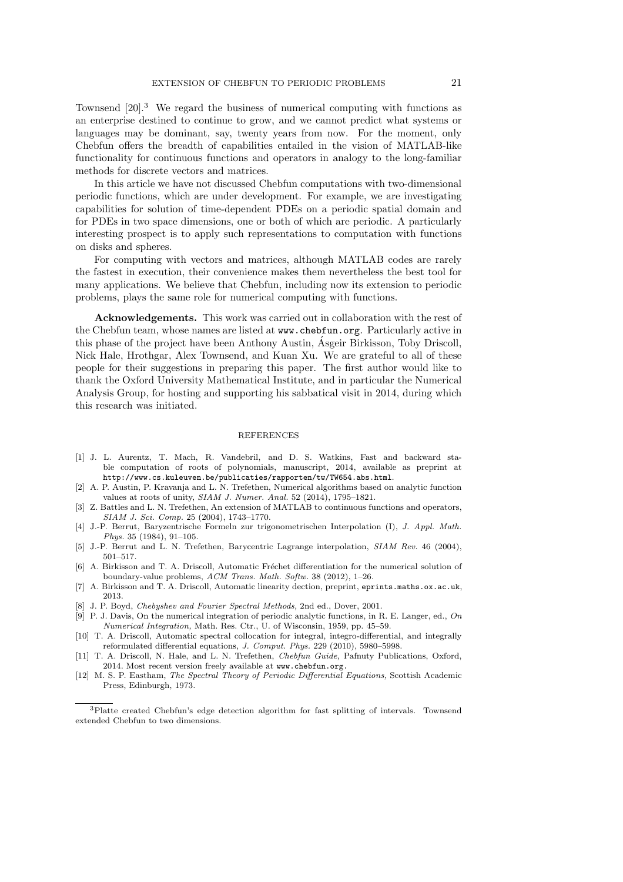Townsend [20].[3] We regard the business of numerical computing with functions as an enterprise destined to continue to grow, and we cannot predict what systems or languages may be dominant, say, twenty years from now. For the moment, only Chebfun offers the breadth of capabilities entailed in the vision of MATLAB-like functionality for continuous functions and operators in analogy to the long-familiar methods for discrete vectors and matrices.

In this article we have not discussed Chebfun computations with two-dimensional periodic functions, which are under development. For example, we are investigating capabilities for solution of time-dependent PDEs on a periodic spatial domain and for PDEs in two space dimensions, one or both of which are periodic. A particularly interesting prospect is to apply such representations to computation with functions on disks and spheres.

For computing with vectors and matrices, although MATLAB codes are rarely the fastest in execution, their convenience makes them nevertheless the best tool for many applications. We believe that Chebfun, including now its extension to periodic problems, plays the same role for numerical computing with functions.

**Acknowledgements.** This work was carried out in collaboration with the rest of the Chebfun team, whose names are listed at www.chebfun.org. Particularly active in this phase of the project have been Anthony Austin, Ásgeir Birkisson, Toby Driscoll, Nick Hale, Hrothgar, Alex Townsend, and Kuan Xu. We are grateful to all of these people for their suggestions in preparing this paper. The first author would like to thank the Oxford University Mathematical Institute, and in particular the Numerical Analysis Group, for hosting and supporting his sabbatical visit in 2014, during which this research was initiated.

## REFERENCES

[1] J. L. Aurentz, T. Mach, R. Vandebril, and D. S. Watkins, Fast and backward stable computation of roots of polynomials, manuscript, 2014, available as preprint at http://www.cs.kuleuven.be/publicaties/rapporten/tw/TW654.abs.html.

[2] A. P. Austin, P. Kravanja and L. N. Trefethen, Numerical algorithms based on analytic function values at roots of unity, *SIAM J. Numer. Anal.* 52 (2014), 1795–1821.

[3] Z. Battles and L. N. Trefethen, An extension of MATLAB to continuous functions and operators, *SIAM J. Sci. Comp.* 25 (2004), 1743–1770.

[4] J.-P. Berrut, Baryzentrische Formeln zur trigonometrischen Interpolation (I), *J. Appl. Math. Phys.* 35 (1984), 91–105.

[5] J.-P. Berrut and L. N. Trefethen, Barycentric Lagrange interpolation, *SIAM Rev.* 46 (2004), 501–517.

[6] A. Birkisson and T. A. Driscoll, Automatic Fréchet differentiation for the numerical solution of boundary-value problems, *ACM Trans. Math. Softw.* 38 (2012), 1–26.

[7] A. Birkisson and T. A. Driscoll, Automatic linearity dection, preprint, eprints.maths.ox.ac.uk, 2013.

[8] J. P. Boyd, *Chebyshev and Fourier Spectral Methods,* 2nd ed., Dover, 2001.

[9] P. J. Davis, On the numerical integration of periodic analytic functions, in R. E. Langer, ed., *On Numerical Integration,* Math. Res. Ctr., U. of Wisconsin, 1959, pp. 45–59.

[10] T. A. Driscoll, Automatic spectral collocation for integral, integro-differential, and integrally reformulated differential equations, *J. Comput. Phys.* 229 (2010), 5980–5998.

[11] T. A. Driscoll, N. Hale, and L. N. Trefethen, *Chebfun Guide,* Pafnuty Publications, Oxford, 2014. Most recent version freely available at www.chebfun.org.

[12] M. S. P. Eastham, *The Spectral Theory of Periodic Differential Equations,* Scottish Academic Press, Edinburgh, 1973.

[3] Platte created Chebfun's edge detection algorithm for fast splitting of intervals. Townsend extended Chebfun to two dimensions.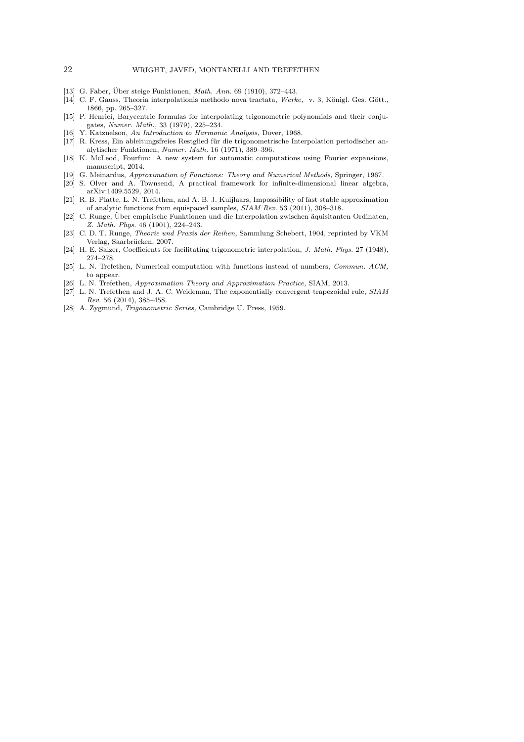[13] G. Faber, Über steige Funktionen, *Math. Ann.* 69 (1910), 372–443.

[14] C. F. Gauss, Theoria interpolationis methodo nova tractata, *Werke,* v. 3, Königl. Ges. Gött., 1866, pp. 265–327.

[15] P. Henrici, Barycentric formulas for interpolating trigonometric polynomials and their conjugates, *Numer. Math.,* 33 (1979), 225–234.

[16] Y. Katznelson, *An Introduction to Harmonic Analysis,* Dover, 1968.

[17] R. Kress, Ein ableitungsfreies Restglied für die trigonometrische Interpolation periodischer analytischer Funktionen, *Numer. Math.* 16 (1971), 389–396.

[18] K. McLeod, Fourfun: A new system for automatic computations using Fourier expansions, manuscript, 2014.

[19] G. Meinardus, *Approximation of Functions: Theory and Numerical Methods,* Springer, 1967.

[20] S. Olver and A. Townsend, A practical framework for infinite-dimensional linear algebra, arXiv:1409.5529, 2014.

[21] R. B. Platte, L. N. Trefethen, and A. B. J. Kuijlaars, Impossibility of fast stable approximation of analytic functions from equispaced samples, *SIAM Rev.* 53 (2011), 308–318.

[22] C. Runge, Über empirische Funktionen und die Interpolation zwischen äquisitanten Ordinaten, *Z. Math. Phys.* 46 (1901), 224–243.

[23] C. D. T. Runge, *Theorie und Praxis der Reihen,* Sammlung Schebert, 1904, reprinted by VKM Verlag, Saarbrücken, 2007.

[24] H. E. Salzer, Coefficients for facilitating trigonometric interpolation, *J. Math. Phys.* 27 (1948), 274–278.

[25] L. N. Trefethen, Numerical computation with functions instead of numbers, *Commun. ACM,* to appear.

[26] L. N. Trefethen, *Approximation Theory and Approximation Practice,* SIAM, 2013.

[27] L. N. Trefethen and J. A. C. Weideman, The exponentially convergent trapezoidal rule, *SIAM Rev.* 56 (2014), 385–458.

[28] A. Zygmund, *Trigonometric Series,* Cambridge U. Press, 1959.